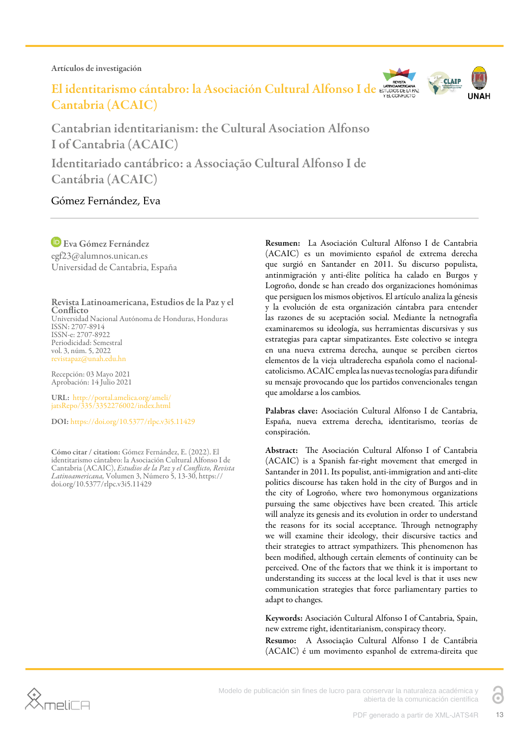Artículos de investigación

# El identitarismo cántabro: la Asociación Cultural Alfonso I de Cantabria (ACAIC)

## Cantabrian identitarianism: the Cultural Asociation Alfonso I of Cantabria (ACAIC)

## Identitariado cantábrico: a Associação Cultural Alfonso I de Cantábria (ACAIC)

Gómez Fernández, Eva

**Eva Gómez Fernández**
egf23@alumnos.unican.es
Universidad de Cantabria, España

**Revista Latinoamericana, Estudios de la Paz y el Conflicto**
Universidad Nacional Autónoma de Honduras, Honduras
ISSN: 2707-8914
ISSN-e: 2707-8922
Periodicidad: Semestral
vol. 3, núm. 5, 2022
revistapaz@unah.edu.hn

Recepción: 03 Mayo 2021
Aprobación: 14 Julio 2021

**URL:** http://portal.amelica.org/ameli/jatsRepo/335/3352276002/index.html

**DOI:** https://doi.org/10.5377/rlpc.v3i5.11429

**Cómo citar / citation:** Gómez Fernández, E. (2022). El identitarismo cántabro: la Asociación Cultural Alfonso I de Cantabria (ACAIC), *Estudios de la Paz y el Conflicto, Revista Latinoamericana,* Volumen 3, Número 5, 13-30, https://doi.org/10.5377/rlpc.v3i5.11429

**Resumen:** La Asociación Cultural Alfonso I de Cantabria (ACAIC) es un movimiento español de extrema derecha que surgió en Santander en 2011. Su discurso populista, antinmigración y anti-élite política ha calado en Burgos y Logroño, donde se han creado dos organizaciones homónimas que persiguen los mismos objetivos. El artículo analiza la génesis y la evolución de esta organización cántabra para entender las razones de su aceptación social. Mediante la netnografía examinaremos su ideología, sus herramientas discursivas y sus estrategias para captar simpatizantes. Este colectivo se integra en una nueva extrema derecha, aunque se perciben ciertos elementos de la vieja ultraderecha española como el nacional-catolicismo. ACAIC emplea las nuevas tecnologías para difundir su mensaje provocando que los partidos convencionales tengan que amoldarse a los cambios.

**Palabras clave:** Asociación Cultural Alfonso I de Cantabria, España, nueva extrema derecha, identitarismo, teorías de conspiración.

**Abstract:** The Asociación Cultural Alfonso I of Cantabria (ACAIC) is a Spanish far-right movement that emerged in Santander in 2011. Its populist, anti-immigration and anti-elite politics discourse has taken hold in the city of Burgos and in the city of Logroño, where two homonymous organizations pursuing the same objectives have been created. This article will analyze its genesis and its evolution in order to understand the reasons for its social acceptance. Through netnography we will examine their ideology, their discursive tactics and their strategies to attract sympathizers. This phenomenon has been modified, although certain elements of continuity can be perceived. One of the factors that we think it is important to understanding its success at the local level is that it uses new communication strategies that force parliamentary parties to adapt to changes.

**Keywords:** Asociación Cultural Alfonso I of Cantabria, Spain, new extreme right, identitarianism, conspiracy theory.

**Resumo:** A Associação Cultural Alfonso I de Cantábria (ACAIC) é um movimento espanhol de extrema-direita que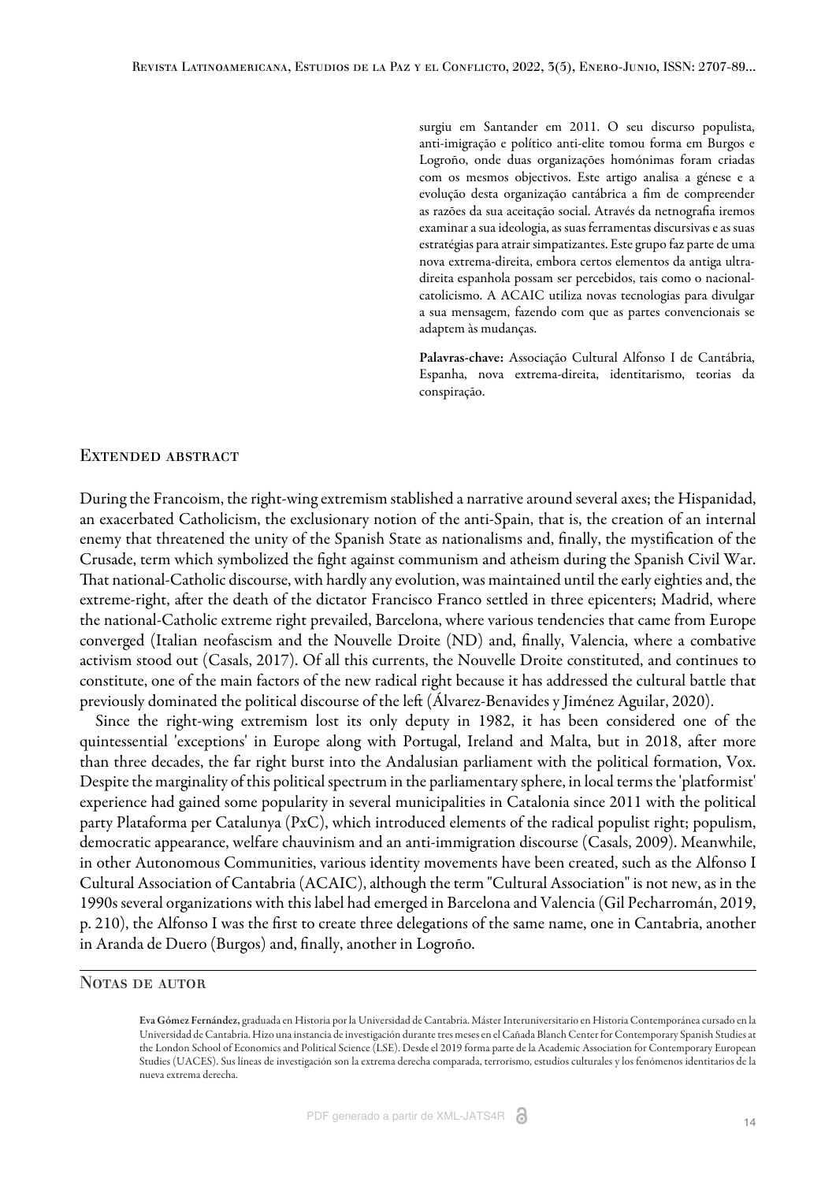surgiu em Santander em 2011. O seu discurso populista, anti-imigração e político anti-elite tomou forma em Burgos e Logroño, onde duas organizações homónimas foram criadas com os mesmos objectivos. Este artigo analisa a génese e a evolução desta organização cantábrica a fim de compreender as razões da sua aceitação social. Através da netnografia iremos examinar a sua ideologia, as suas ferramentas discursivas e as suas estratégias para atrair simpatizantes. Este grupo faz parte de uma nova extrema-direita, embora certos elementos da antiga ultra-direita espanhola possam ser percebidos, tais como o nacional-catolicismo. A ACAIC utiliza novas tecnologias para divulgar a sua mensagem, fazendo com que as partes convencionais se adaptem às mudanças.

**Palavras-chave:** Associação Cultural Alfonso I de Cantábria, Espanha, nova extrema-direita, identitarismo, teorias da conspiração.

## Extended abstract

During the Francoism, the right-wing extremism stablished a narrative around several axes; the Hispanidad, an exacerbated Catholicism, the exclusionary notion of the anti-Spain, that is, the creation of an internal enemy that threatened the unity of the Spanish State as nationalisms and, finally, the mystification of the Crusade, term which symbolized the fight against communism and atheism during the Spanish Civil War. That national-Catholic discourse, with hardly any evolution, was maintained until the early eighties and, the extreme-right, after the death of the dictator Francisco Franco settled in three epicenters; Madrid, where the national-Catholic extreme right prevailed, Barcelona, where various tendencies that came from Europe converged (Italian neofascism and the Nouvelle Droite (ND) and, finally, Valencia, where a combative activism stood out (Casals, 2017). Of all this currents, the Nouvelle Droite constituted, and continues to constitute, one of the main factors of the new radical right because it has addressed the cultural battle that previously dominated the political discourse of the left (Álvarez-Benavides y Jiménez Aguilar, 2020).

Since the right-wing extremism lost its only deputy in 1982, it has been considered one of the quintessential 'exceptions' in Europe along with Portugal, Ireland and Malta, but in 2018, after more than three decades, the far right burst into the Andalusian parliament with the political formation, Vox. Despite the marginality of this political spectrum in the parliamentary sphere, in local terms the 'platformist' experience had gained some popularity in several municipalities in Catalonia since 2011 with the political party Plataforma per Catalunya (PxC), which introduced elements of the radical populist right; populism, democratic appearance, welfare chauvinism and an anti-immigration discourse (Casals, 2009). Meanwhile, in other Autonomous Communities, various identity movements have been created, such as the Alfonso I Cultural Association of Cantabria (ACAIC), although the term "Cultural Association" is not new, as in the 1990s several organizations with this label had emerged in Barcelona and Valencia (Gil Pecharromán, 2019, p. 210), the Alfonso I was the first to create three delegations of the same name, one in Cantabria, another in Aranda de Duero (Burgos) and, finally, another in Logroño.

## Notas de autor

**Eva Gómez Fernández,** graduada en Historia por la Universidad de Cantabria. Máster Interuniversitario en Historia Contemporánea cursado en la Universidad de Cantabria. Hizo una instancia de investigación durante tres meses en el Cañada Blanch Center for Contemporary Spanish Studies at the London School of Economics and Political Science (LSE). Desde el 2019 forma parte de la Academic Association for Contemporary European Studies (UACES). Sus líneas de investigación son la extrema derecha comparada, terrorismo, estudios culturales y los fenómenos identitarios de la nueva extrema derecha.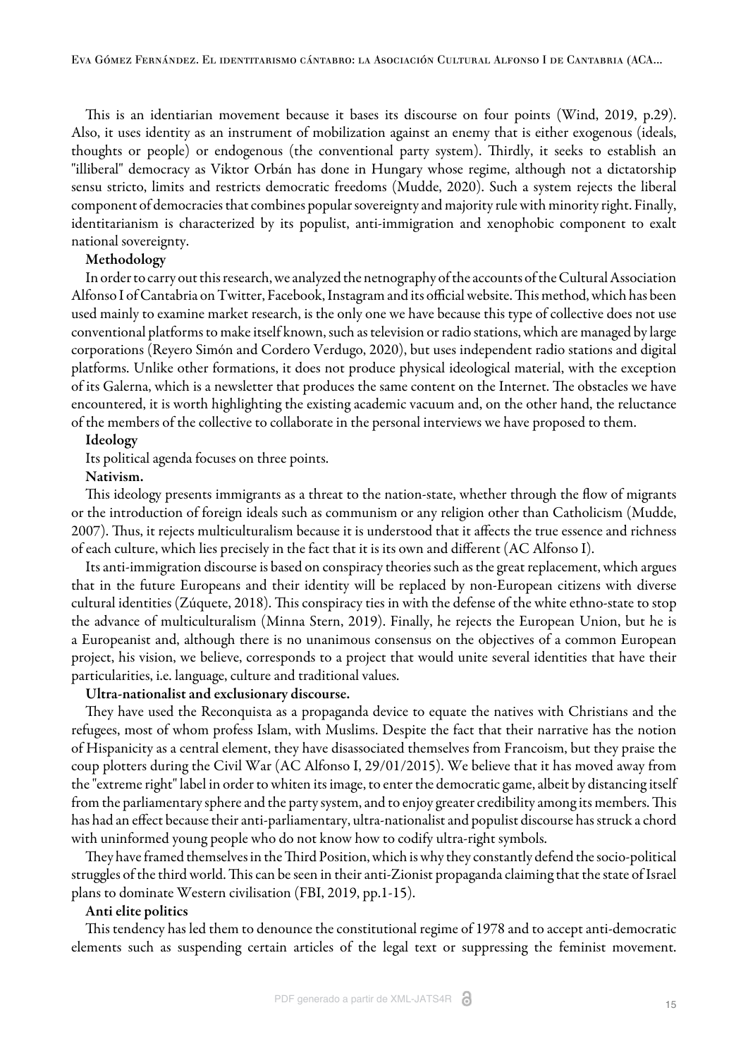This is an identiarian movement because it bases its discourse on four points (Wind, 2019, p.29). Also, it uses identity as an instrument of mobilization against an enemy that is either exogenous (ideals, thoughts or people) or endogenous (the conventional party system). Thirdly, it seeks to establish an "illiberal" democracy as Viktor Orbán has done in Hungary whose regime, although not a dictatorship sensu stricto, limits and restricts democratic freedoms (Mudde, 2020). Such a system rejects the liberal component of democracies that combines popular sovereignty and majority rule with minority right. Finally, identitarianism is characterized by its populist, anti-immigration and xenophobic component to exalt national sovereignty.

**Methodology**

In order to carry out this research, we analyzed the netnography of the accounts of the Cultural Association Alfonso I of Cantabria on Twitter, Facebook, Instagram and its official website. This method, which has been used mainly to examine market research, is the only one we have because this type of collective does not use conventional platforms to make itself known, such as television or radio stations, which are managed by large corporations (Reyero Simón and Cordero Verdugo, 2020), but uses independent radio stations and digital platforms. Unlike other formations, it does not produce physical ideological material, with the exception of its Galerna, which is a newsletter that produces the same content on the Internet. The obstacles we have encountered, it is worth highlighting the existing academic vacuum and, on the other hand, the reluctance of the members of the collective to collaborate in the personal interviews we have proposed to them.

**Ideology**

Its political agenda focuses on three points.

**Nativism.**

This ideology presents immigrants as a threat to the nation-state, whether through the flow of migrants or the introduction of foreign ideals such as communism or any religion other than Catholicism (Mudde, 2007). Thus, it rejects multiculturalism because it is understood that it affects the true essence and richness of each culture, which lies precisely in the fact that it is its own and different (AC Alfonso I).

Its anti-immigration discourse is based on conspiracy theories such as the great replacement, which argues that in the future Europeans and their identity will be replaced by non-European citizens with diverse cultural identities (Zúquete, 2018). This conspiracy ties in with the defense of the white ethno-state to stop the advance of multiculturalism (Minna Stern, 2019). Finally, he rejects the European Union, but he is a Europeanist and, although there is no unanimous consensus on the objectives of a common European project, his vision, we believe, corresponds to a project that would unite several identities that have their particularities, i.e. language, culture and traditional values.

**Ultra-nationalist and exclusionary discourse.**

They have used the Reconquista as a propaganda device to equate the natives with Christians and the refugees, most of whom profess Islam, with Muslims. Despite the fact that their narrative has the notion of Hispanicity as a central element, they have disassociated themselves from Francoism, but they praise the coup plotters during the Civil War (AC Alfonso I, 29/01/2015). We believe that it has moved away from the "extreme right" label in order to whiten its image, to enter the democratic game, albeit by distancing itself from the parliamentary sphere and the party system, and to enjoy greater credibility among its members. This has had an effect because their anti-parliamentary, ultra-nationalist and populist discourse has struck a chord with uninformed young people who do not know how to codify ultra-right symbols.

They have framed themselves in the Third Position, which is why they constantly defend the socio-political struggles of the third world. This can be seen in their anti-Zionist propaganda claiming that the state of Israel plans to dominate Western civilisation (FBI, 2019, pp.1-15).

**Anti elite politics**

This tendency has led them to denounce the constitutional regime of 1978 and to accept anti-democratic elements such as suspending certain articles of the legal text or suppressing the feminist movement.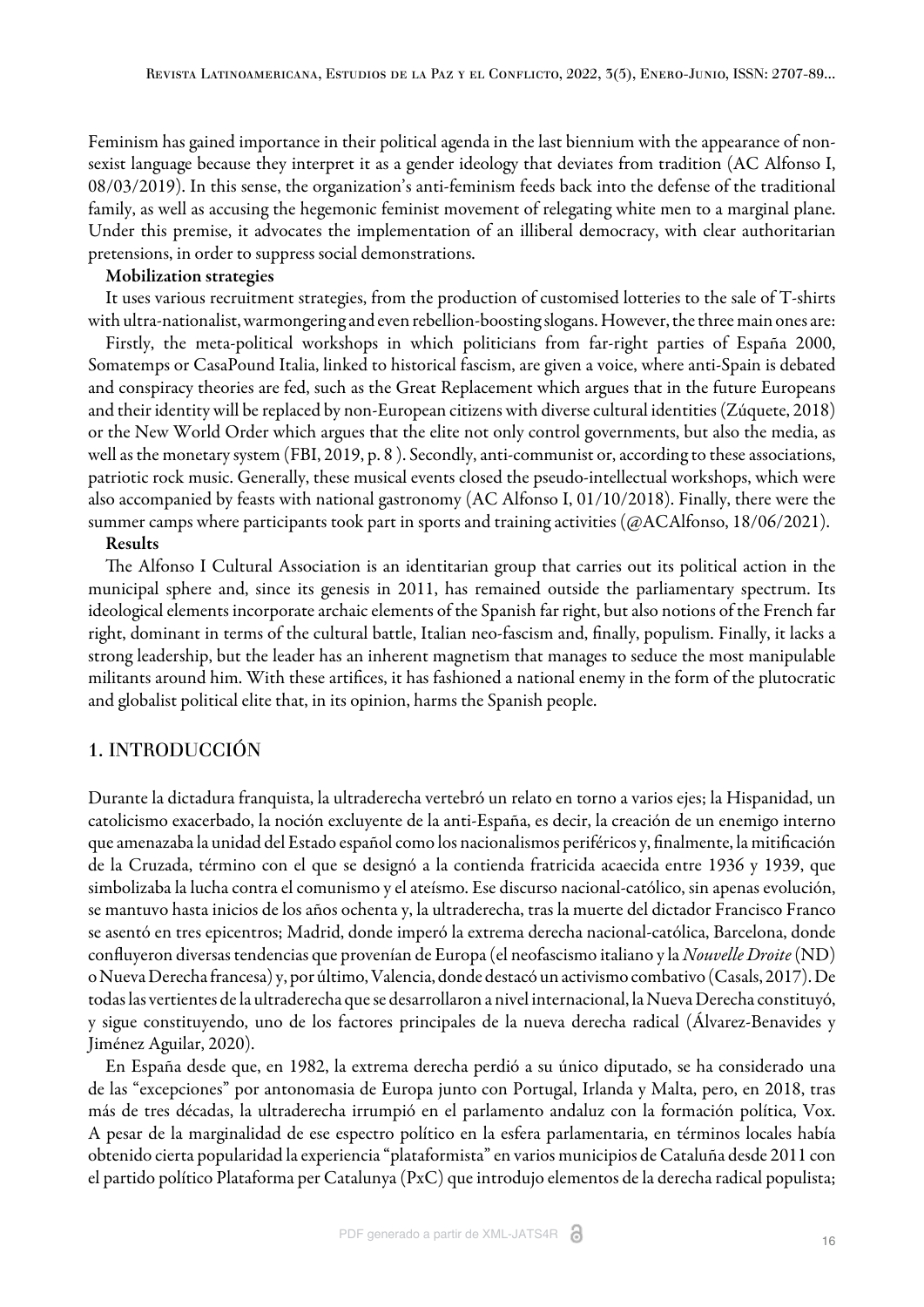Feminism has gained importance in their political agenda in the last biennium with the appearance of non-sexist language because they interpret it as a gender ideology that deviates from tradition (AC Alfonso I, 08/03/2019). In this sense, the organization's anti-feminism feeds back into the defense of the traditional family, as well as accusing the hegemonic feminist movement of relegating white men to a marginal plane. Under this premise, it advocates the implementation of an illiberal democracy, with clear authoritarian pretensions, in order to suppress social demonstrations.

**Mobilization strategies**

It uses various recruitment strategies, from the production of customised lotteries to the sale of T-shirts with ultra-nationalist, warmongering and even rebellion-boosting slogans. However, the three main ones are:

Firstly, the meta-political workshops in which politicians from far-right parties of España 2000, Somatemps or CasaPound Italia, linked to historical fascism, are given a voice, where anti-Spain is debated and conspiracy theories are fed, such as the Great Replacement which argues that in the future Europeans and their identity will be replaced by non-European citizens with diverse cultural identities (Zúquete, 2018) or the New World Order which argues that the elite not only control governments, but also the media, as well as the monetary system (FBI, 2019, p. 8 ). Secondly, anti-communist or, according to these associations, patriotic rock music. Generally, these musical events closed the pseudo-intellectual workshops, which were also accompanied by feasts with national gastronomy (AC Alfonso I, 01/10/2018). Finally, there were the summer camps where participants took part in sports and training activities (@ACAlfonso, 18/06/2021).

**Results**

The Alfonso I Cultural Association is an identitarian group that carries out its political action in the municipal sphere and, since its genesis in 2011, has remained outside the parliamentary spectrum. Its ideological elements incorporate archaic elements of the Spanish far right, but also notions of the French far right, dominant in terms of the cultural battle, Italian neo-fascism and, finally, populism. Finally, it lacks a strong leadership, but the leader has an inherent magnetism that manages to seduce the most manipulable militants around him. With these artifices, it has fashioned a national enemy in the form of the plutocratic and globalist political elite that, in its opinion, harms the Spanish people.

## 1. INTRODUCCIÓN

Durante la dictadura franquista, la ultraderecha vertebró un relato en torno a varios ejes; la Hispanidad, un catolicismo exacerbado, la noción excluyente de la anti-España, es decir, la creación de un enemigo interno que amenazaba la unidad del Estado español como los nacionalismos periféricos y, finalmente, la mitificación de la Cruzada, término con el que se designó a la contienda fratricida acaecida entre 1936 y 1939, que simbolizaba la lucha contra el comunismo y el ateísmo. Ese discurso nacional-católico, sin apenas evolución, se mantuvo hasta inicios de los años ochenta y, la ultraderecha, tras la muerte del dictador Francisco Franco se asentó en tres epicentros; Madrid, donde imperó la extrema derecha nacional-católica, Barcelona, donde confluyeron diversas tendencias que provenían de Europa (el neofascismo italiano y la *Nouvelle Droite* (ND) o Nueva Derecha francesa) y, por último, Valencia, donde destacó un activismo combativo (Casals, 2017). De todas las vertientes de la ultraderecha que se desarrollaron a nivel internacional, la Nueva Derecha constituyó, y sigue constituyendo, uno de los factores principales de la nueva derecha radical (Álvarez-Benavides y Jiménez Aguilar, 2020).

En España desde que, en 1982, la extrema derecha perdió a su único diputado, se ha considerado una de las "excepciones" por antonomasia de Europa junto con Portugal, Irlanda y Malta, pero, en 2018, tras más de tres décadas, la ultraderecha irrumpió en el parlamento andaluz con la formación política, Vox. A pesar de la marginalidad de ese espectro político en la esfera parlamentaria, en términos locales había obtenido cierta popularidad la experiencia "plataformista" en varios municipios de Cataluña desde 2011 con el partido político Plataforma per Catalunya (PxC) que introdujo elementos de la derecha radical populista;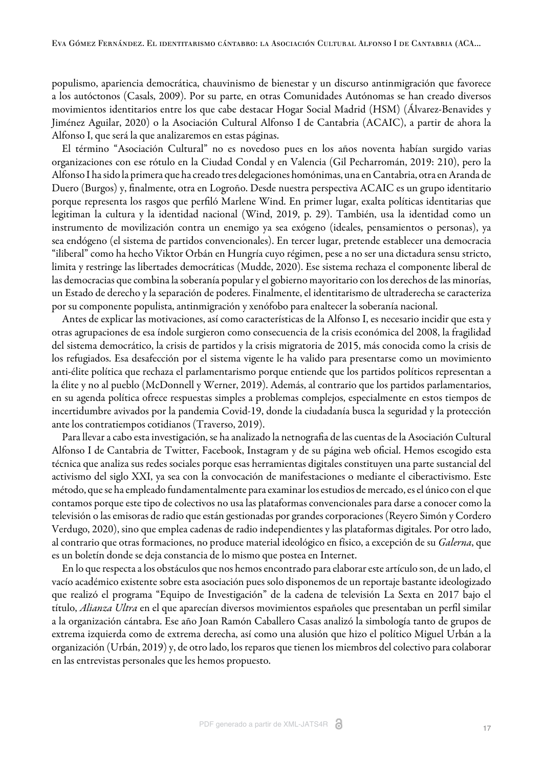populismo, apariencia democrática, chauvinismo de bienestar y un discurso antinmigración que favorece a los autóctonos (Casals, 2009). Por su parte, en otras Comunidades Autónomas se han creado diversos movimientos identitarios entre los que cabe destacar Hogar Social Madrid (HSM) (Álvarez-Benavides y Jiménez Aguilar, 2020) o la Asociación Cultural Alfonso I de Cantabria (ACAIC), a partir de ahora la Alfonso I, que será la que analizaremos en estas páginas.

El término "Asociación Cultural" no es novedoso pues en los años noventa habían surgido varias organizaciones con ese rótulo en la Ciudad Condal y en Valencia (Gil Pecharromán, 2019: 210), pero la Alfonso I ha sido la primera que ha creado tres delegaciones homónimas, una en Cantabria, otra en Aranda de Duero (Burgos) y, finalmente, otra en Logroño. Desde nuestra perspectiva ACAIC es un grupo identitario porque representa los rasgos que perfiló Marlene Wind. En primer lugar, exalta políticas identitarias que legitiman la cultura y la identidad nacional (Wind, 2019, p. 29). También, usa la identidad como un instrumento de movilización contra un enemigo ya sea exógeno (ideales, pensamientos o personas), ya sea endógeno (el sistema de partidos convencionales). En tercer lugar, pretende establecer una democracia "iliberal" como ha hecho Viktor Orbán en Hungría cuyo régimen, pese a no ser una dictadura sensu stricto, limita y restringe las libertades democráticas (Mudde, 2020). Ese sistema rechaza el componente liberal de las democracias que combina la soberanía popular y el gobierno mayoritario con los derechos de las minorías, un Estado de derecho y la separación de poderes. Finalmente, el identitarismo de ultraderecha se caracteriza por su componente populista, antinmigración y xenófobo para enaltecer la soberanía nacional.

Antes de explicar las motivaciones, así como características de la Alfonso I, es necesario incidir que esta y otras agrupaciones de esa índole surgieron como consecuencia de la crisis económica del 2008, la fragilidad del sistema democrático, la crisis de partidos y la crisis migratoria de 2015, más conocida como la crisis de los refugiados. Esa desafección por el sistema vigente le ha valido para presentarse como un movimiento anti-élite política que rechaza el parlamentarismo porque entiende que los partidos políticos representan a la élite y no al pueblo (McDonnell y Werner, 2019). Además, al contrario que los partidos parlamentarios, en su agenda política ofrece respuestas simples a problemas complejos, especialmente en estos tiempos de incertidumbre avivados por la pandemia Covid-19, donde la ciudadanía busca la seguridad y la protección ante los contratiempos cotidianos (Traverso, 2019).

Para llevar a cabo esta investigación, se ha analizado la netnografia de las cuentas de la Asociación Cultural Alfonso I de Cantabria de Twitter, Facebook, Instagram y de su página web oficial. Hemos escogido esta técnica que analiza sus redes sociales porque esas herramientas digitales constituyen una parte sustancial del activismo del siglo XXI, ya sea con la convocación de manifestaciones o mediante el ciberactivismo. Este método, que se ha empleado fundamentalmente para examinar los estudios de mercado, es el único con el que contamos porque este tipo de colectivos no usa las plataformas convencionales para darse a conocer como la televisión o las emisoras de radio que están gestionadas por grandes corporaciones (Reyero Simón y Cordero Verdugo, 2020), sino que emplea cadenas de radio independientes y las plataformas digitales. Por otro lado, al contrario que otras formaciones, no produce material ideológico en físico, a excepción de su *Galerna*, que es un boletín donde se deja constancia de lo mismo que postea en Internet.

En lo que respecta a los obstáculos que nos hemos encontrado para elaborar este artículo son, de un lado, el vacío académico existente sobre esta asociación pues solo disponemos de un reportaje bastante ideologizado que realizó el programa "Equipo de Investigación" de la cadena de televisión La Sexta en 2017 bajo el título, *Alianza Ultra* en el que aparecían diversos movimientos españoles que presentaban un perfil similar a la organización cántabra. Ese año Joan Ramón Caballero Casas analizó la simbología tanto de grupos de extrema izquierda como de extrema derecha, así como una alusión que hizo el político Miguel Urbán a la organización (Urbán, 2019) y, de otro lado, los reparos que tienen los miembros del colectivo para colaborar en las entrevistas personales que les hemos propuesto.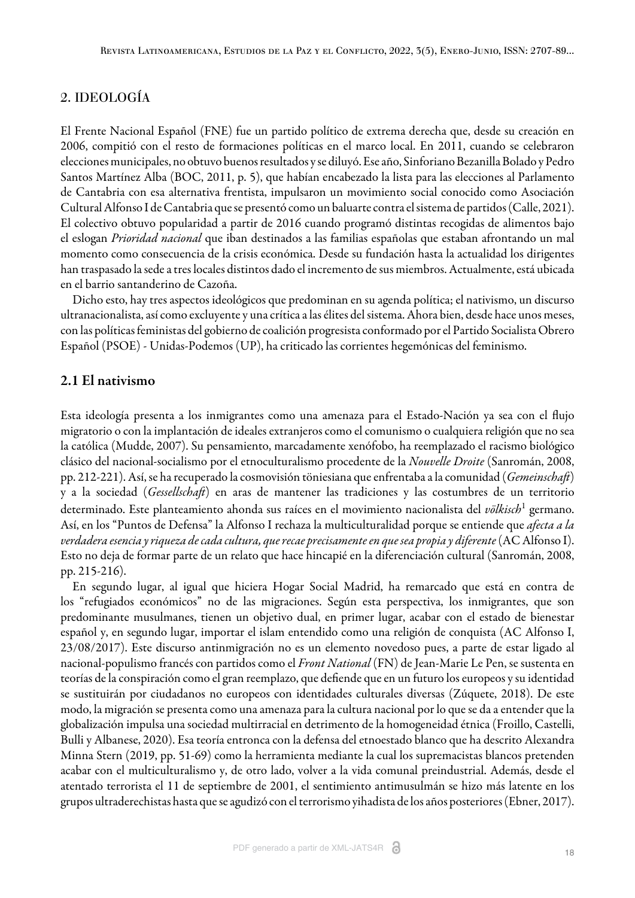## 2. IDEOLOGÍA

El Frente Nacional Español (FNE) fue un partido político de extrema derecha que, desde su creación en 2006, compitió con el resto de formaciones políticas en el marco local. En 2011, cuando se celebraron elecciones municipales, no obtuvo buenos resultados y se diluyó. Ese año, Sinforiano Bezanilla Bolado y Pedro Santos Martínez Alba (BOC, 2011, p. 5), que habían encabezado la lista para las elecciones al Parlamento de Cantabria con esa alternativa frentista, impulsaron un movimiento social conocido como Asociación Cultural Alfonso I de Cantabria que se presentó como un baluarte contra el sistema de partidos (Calle, 2021). El colectivo obtuvo popularidad a partir de 2016 cuando programó distintas recogidas de alimentos bajo el eslogan *Prioridad nacional* que iban destinados a las familias españolas que estaban afrontando un mal momento como consecuencia de la crisis económica. Desde su fundación hasta la actualidad los dirigentes han traspasado la sede a tres locales distintos dado el incremento de sus miembros. Actualmente, está ubicada en el barrio santanderino de Cazoña.

Dicho esto, hay tres aspectos ideológicos que predominan en su agenda política; el nativismo, un discurso ultranacionalista, así como excluyente y una crítica a las élites del sistema. Ahora bien, desde hace unos meses, con las políticas feministas del gobierno de coalición progresista conformado por el Partido Socialista Obrero Español (PSOE) - Unidas-Podemos (UP), ha criticado las corrientes hegemónicas del feminismo.

### 2.1 El nativismo

Esta ideología presenta a los inmigrantes como una amenaza para el Estado-Nación ya sea con el flujo migratorio o con la implantación de ideales extranjeros como el comunismo o cualquiera religión que no sea la católica (Mudde, 2007). Su pensamiento, marcadamente xenófobo, ha reemplazado el racismo biológico clásico del nacional-socialismo por el etnoculturalismo procedente de la *Nouvelle Droite* (Sanromán, 2008, pp. 212-221). Así, se ha recuperado la cosmovisión töniesiana que enfrentaba a la comunidad (*Gemeinschaft*) y a la sociedad (*Gessellschaft*) en aras de mantener las tradiciones y las costumbres de un territorio determinado. Este planteamiento ahonda sus raíces en el movimiento nacionalista del *völkisch*[1] germano. Así, en los "Puntos de Defensa" la Alfonso I rechaza la multiculturalidad porque se entiende que *afecta a la verdadera esencia y riqueza de cada cultura, que recae precisamente en que sea propia y diferente* (AC Alfonso I). Esto no deja de formar parte de un relato que hace hincapié en la diferenciación cultural (Sanromán, 2008, pp. 215-216).

En segundo lugar, al igual que hiciera Hogar Social Madrid, ha remarcado que está en contra de los "refugiados económicos" no de las migraciones. Según esta perspectiva, los inmigrantes, que son predominante musulmanes, tienen un objetivo dual, en primer lugar, acabar con el estado de bienestar español y, en segundo lugar, importar el islam entendido como una religión de conquista (AC Alfonso I, 23/08/2017). Este discurso antinmigración no es un elemento novedoso pues, a parte de estar ligado al nacional-populismo francés con partidos como el *Front National* (FN) de Jean-Marie Le Pen, se sustenta en teorías de la conspiración como el gran reemplazo, que defiende que en un futuro los europeos y su identidad se sustituirán por ciudadanos no europeos con identidades culturales diversas (Zúquete, 2018). De este modo, la migración se presenta como una amenaza para la cultura nacional por lo que se da a entender que la globalización impulsa una sociedad multirracial en detrimento de la homogeneidad étnica (Froillo, Castelli, Bulli y Albanese, 2020). Esa teoría entronca con la defensa del etnoestado blanco que ha descrito Alexandra Minna Stern (2019, pp. 51-69) como la herramienta mediante la cual los supremacistas blancos pretenden acabar con el multiculturalismo y, de otro lado, volver a la vida comunal preindustrial. Además, desde el atentado terrorista el 11 de septiembre de 2001, el sentimiento antimusulmán se hizo más latente en los grupos ultraderechistas hasta que se agudizó con el terrorismo yihadista de los años posteriores (Ebner, 2017).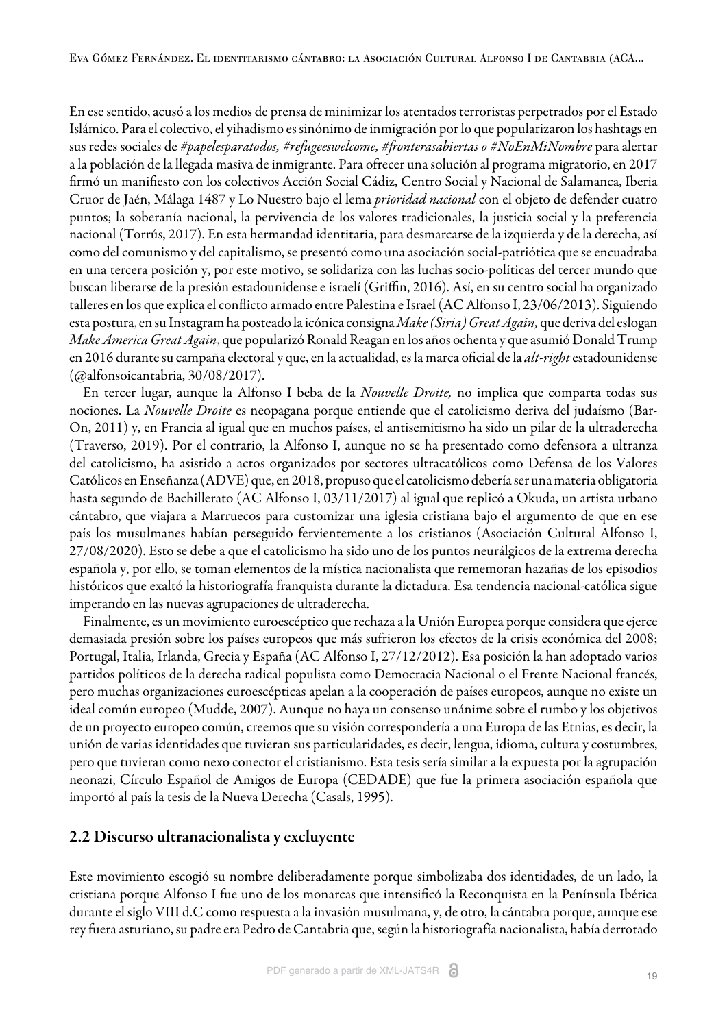En ese sentido, acusó a los medios de prensa de minimizar los atentados terroristas perpetrados por el Estado Islámico. Para el colectivo, el yihadismo es sinónimo de inmigración por lo que popularizaron los hashtags en sus redes sociales de *#papelesparatodos, #refugeeswelcome, #fronterasabiertas o #NoEnMiNombre* para alertar a la población de la llegada masiva de inmigrante. Para ofrecer una solución al programa migratorio, en 2017 firmó un manifiesto con los colectivos Acción Social Cádiz, Centro Social y Nacional de Salamanca, Iberia Cruor de Jaén, Málaga 1487 y Lo Nuestro bajo el lema *prioridad nacional* con el objeto de defender cuatro puntos; la soberanía nacional, la pervivencia de los valores tradicionales, la justicia social y la preferencia nacional (Torrús, 2017). En esta hermandad identitaria, para desmarcarse de la izquierda y de la derecha, así como del comunismo y del capitalismo, se presentó como una asociación social-patriótica que se encuadraba en una tercera posición y, por este motivo, se solidariza con las luchas socio-políticas del tercer mundo que buscan liberarse de la presión estadounidense e israelí (Griffin, 2016). Así, en su centro social ha organizado talleres en los que explica el conflicto armado entre Palestina e Israel (AC Alfonso I, 23/06/2013). Siguiendo esta postura, en su Instagram ha posteado la icónica consigna *Make (Siria) Great Again,* que deriva del eslogan *Make America Great Again*, que popularizó Ronald Reagan en los años ochenta y que asumió Donald Trump en 2016 durante su campaña electoral y que, en la actualidad, es la marca oficial de la *alt-right* estadounidense (@alfonsoicantabria, 30/08/2017).

En tercer lugar, aunque la Alfonso I beba de la *Nouvelle Droite,* no implica que comparta todas sus nociones. La *Nouvelle Droite* es neopagana porque entiende que el catolicismo deriva del judaísmo (Bar-On, 2011) y, en Francia al igual que en muchos países, el antisemitismo ha sido un pilar de la ultraderecha (Traverso, 2019). Por el contrario, la Alfonso I, aunque no se ha presentado como defensora a ultranza del catolicismo, ha asistido a actos organizados por sectores ultracatólicos como Defensa de los Valores Católicos en Enseñanza (ADVE) que, en 2018, propuso que el catolicismo debería ser una materia obligatoria hasta segundo de Bachillerato (AC Alfonso I, 03/11/2017) al igual que replicó a Okuda, un artista urbano cántabro, que viajara a Marruecos para customizar una iglesia cristiana bajo el argumento de que en ese país los musulmanes habían perseguido fervientemente a los cristianos (Asociación Cultural Alfonso I, 27/08/2020). Esto se debe a que el catolicismo ha sido uno de los puntos neurálgicos de la extrema derecha española y, por ello, se toman elementos de la mística nacionalista que rememoran hazañas de los episodios históricos que exaltó la historiografía franquista durante la dictadura. Esa tendencia nacional-católica sigue imperando en las nuevas agrupaciones de ultraderecha.

Finalmente, es un movimiento euroescéptico que rechaza a la Unión Europea porque considera que ejerce demasiada presión sobre los países europeos que más sufrieron los efectos de la crisis económica del 2008; Portugal, Italia, Irlanda, Grecia y España (AC Alfonso I, 27/12/2012). Esa posición la han adoptado varios partidos políticos de la derecha radical populista como Democracia Nacional o el Frente Nacional francés, pero muchas organizaciones euroescépticas apelan a la cooperación de países europeos, aunque no existe un ideal común europeo (Mudde, 2007). Aunque no haya un consenso unánime sobre el rumbo y los objetivos de un proyecto europeo común, creemos que su visión correspondería a una Europa de las Etnias, es decir, la unión de varias identidades que tuvieran sus particularidades, es decir, lengua, idioma, cultura y costumbres, pero que tuvieran como nexo conector el cristianismo. Esta tesis sería similar a la expuesta por la agrupación neonazi, Círculo Español de Amigos de Europa (CEDADE) que fue la primera asociación española que importó al país la tesis de la Nueva Derecha (Casals, 1995).

## 2.2 Discurso ultranacionalista y excluyente

Este movimiento escogió su nombre deliberadamente porque simbolizaba dos identidades, de un lado, la cristiana porque Alfonso I fue uno de los monarcas que intensificó la Reconquista en la Península Ibérica durante el siglo VIII d.C como respuesta a la invasión musulmana, y, de otro, la cántabra porque, aunque ese rey fuera asturiano, su padre era Pedro de Cantabria que, según la historiografía nacionalista, había derrotado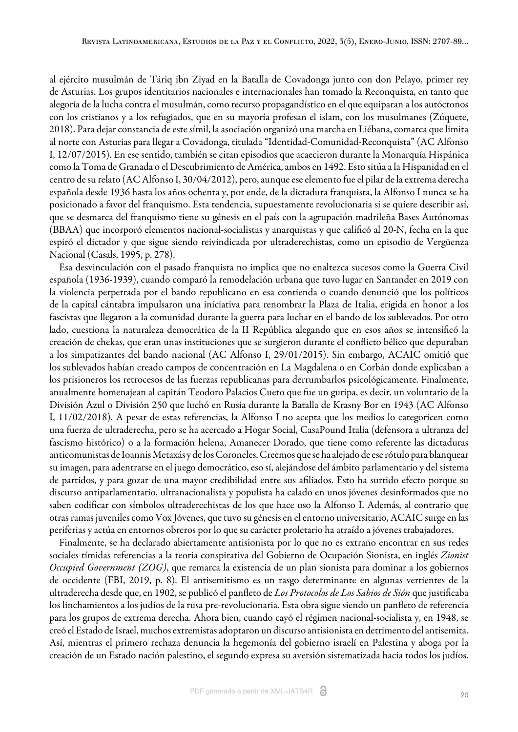al ejército musulmán de Táriq ibn Ziyad en la Batalla de Covadonga junto con don Pelayo, primer rey de Asturias. Los grupos identitarios nacionales e internacionales han tomado la Reconquista, en tanto que alegoría de la lucha contra el musulmán, como recurso propagandístico en el que equiparan a los autóctonos con los cristianos y a los refugiados, que en su mayoría profesan el islam, con los musulmanes (Zúquete, 2018). Para dejar constancia de este símil, la asociación organizó una marcha en Liébana, comarca que limita al norte con Asturias para llegar a Covadonga, titulada "Identidad-Comunidad-Reconquista" (AC Alfonso I, 12/07/2015). En ese sentido, también se citan episodios que acaecieron durante la Monarquía Hispánica como la Toma de Granada o el Descubrimiento de América, ambos en 1492. Esto sitúa a la Hispanidad en el centro de su relato (AC Alfonso I, 30/04/2012), pero, aunque ese elemento fue el pilar de la extrema derecha española desde 1936 hasta los años ochenta y, por ende, de la dictadura franquista, la Alfonso I nunca se ha posicionado a favor del franquismo. Esta tendencia, supuestamente revolucionaria si se quiere describir así, que se desmarca del franquismo tiene su génesis en el país con la agrupación madrileña Bases Autónomas (BBAA) que incorporó elementos nacional-socialistas y anarquistas y que calificó al 20-N, fecha en la que espiró el dictador y que sigue siendo reivindicada por ultraderechistas, como un episodio de Vergüenza Nacional (Casals, 1995, p. 278).

Esa desvinculación con el pasado franquista no implica que no enaltezca sucesos como la Guerra Civil española (1936-1939), cuando comparó la remodelación urbana que tuvo lugar en Santander en 2019 con la violencia perpetrada por el bando republicano en esa contienda o cuando denunció que los políticos de la capital cántabra impulsaron una iniciativa para renombrar la Plaza de Italia, erigida en honor a los fascistas que llegaron a la comunidad durante la guerra para luchar en el bando de los sublevados. Por otro lado, cuestiona la naturaleza democrática de la II República alegando que en esos años se intensificó la creación de chekas, que eran unas instituciones que se surgieron durante el conflicto bélico que depuraban a los simpatizantes del bando nacional (AC Alfonso I, 29/01/2015). Sin embargo, ACAIC omitió que los sublevados habían creado campos de concentración en La Magdalena o en Corbán donde explicaban a los prisioneros los retrocesos de las fuerzas republicanas para derrumbarlos psicológicamente. Finalmente, anualmente homenajean al capitán Teodoro Palacios Cueto que fue un guripa, es decir, un voluntario de la División Azul o División 250 que luchó en Rusia durante la Batalla de Krasny Bor en 1943 (AC Alfonso I, 11/02/2018). A pesar de estas referencias, la Alfonso I no acepta que los medios lo categoricen como una fuerza de ultraderecha, pero se ha acercado a Hogar Social, CasaPound Italia (defensora a ultranza del fascismo histórico) o a la formación helena, Amanecer Dorado, que tiene como referente las dictaduras anticomunistas de Ioannis Metaxás y de los Coroneles. Creemos que se ha alejado de ese rótulo para blanquear su imagen, para adentrarse en el juego democrático, eso sí, alejándose del ámbito parlamentario y del sistema de partidos, y para gozar de una mayor credibilidad entre sus afiliados. Esto ha surtido efecto porque su discurso antiparlamentario, ultranacionalista y populista ha calado en unos jóvenes desinformados que no saben codificar con símbolos ultraderechistas de los que hace uso la Alfonso I. Además, al contrario que otras ramas juveniles como Vox Jóvenes, que tuvo su génesis en el entorno universitario, ACAIC surge en las periferias y actúa en entornos obreros por lo que su carácter proletario ha atraído a jóvenes trabajadores.

Finalmente, se ha declarado abiertamente antisionista por lo que no es extraño encontrar en sus redes sociales tímidas referencias a la teoría conspirativa del Gobierno de Ocupación Sionista, en inglés *Zionist Occupied Government (ZOG)*, que remarca la existencia de un plan sionista para dominar a los gobiernos de occidente (FBI, 2019, p. 8). El antisemitismo es un rasgo determinante en algunas vertientes de la ultraderecha desde que, en 1902, se publicó el panfleto de *Los Protocolos de Los Sabios de Sión* que justificaba los linchamientos a los judíos de la rusa pre-revolucionaria. Esta obra sigue siendo un panfleto de referencia para los grupos de extrema derecha. Ahora bien, cuando cayó el régimen nacional-socialista y, en 1948, se creó el Estado de Israel, muchos extremistas adoptaron un discurso antisionista en detrimento del antisemita. Así, mientras el primero rechaza denuncia la hegemonía del gobierno israelí en Palestina y aboga por la creación de un Estado nación palestino, el segundo expresa su aversión sistematizada hacia todos los judíos.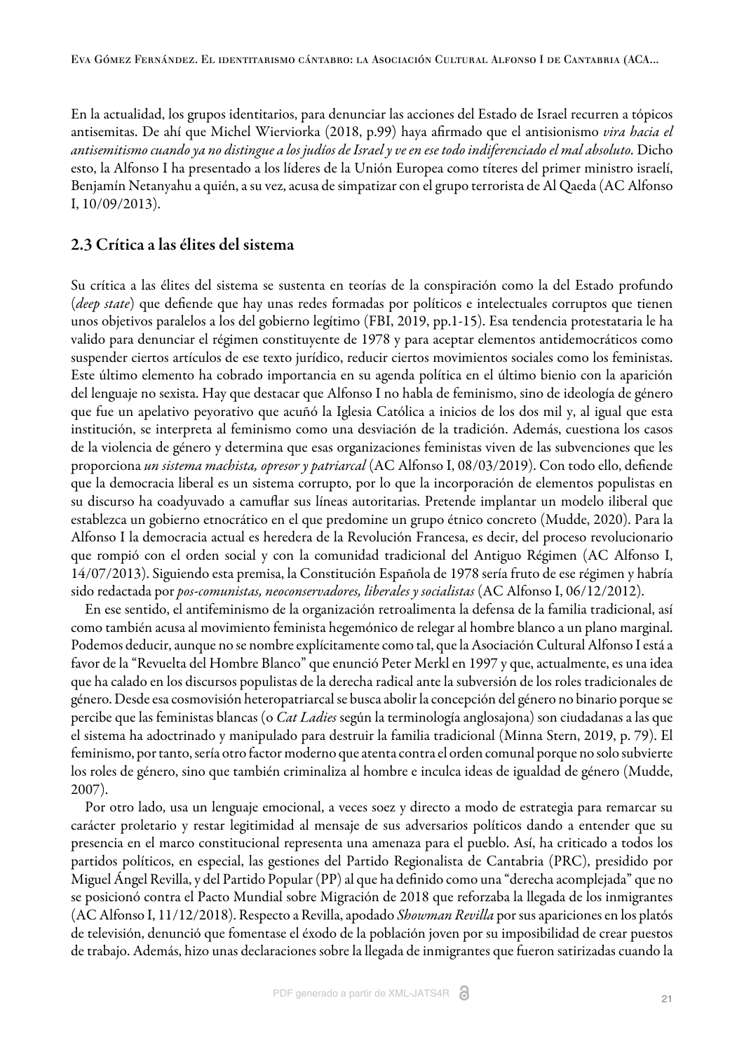En la actualidad, los grupos identitarios, para denunciar las acciones del Estado de Israel recurren a tópicos antisemitas. De ahí que Michel Wierviorka (2018, p.99) haya afirmado que el antisionismo *vira hacia el antisemitismo cuando ya no distingue a los judíos de Israel y ve en ese todo indiferenciado el mal absoluto*. Dicho esto, la Alfonso I ha presentado a los líderes de la Unión Europea como títeres del primer ministro israelí, Benjamín Netanyahu a quién, a su vez, acusa de simpatizar con el grupo terrorista de Al Qaeda (AC Alfonso I, 10/09/2013).

## 2.3 Crítica a las élites del sistema

Su crítica a las élites del sistema se sustenta en teorías de la conspiración como la del Estado profundo (*deep state*) que defiende que hay unas redes formadas por políticos e intelectuales corruptos que tienen unos objetivos paralelos a los del gobierno legítimo (FBI, 2019, pp.1-15). Esa tendencia protestataria le ha valido para denunciar el régimen constituyente de 1978 y para aceptar elementos antidemocráticos como suspender ciertos artículos de ese texto jurídico, reducir ciertos movimientos sociales como los feministas. Este último elemento ha cobrado importancia en su agenda política en el último bienio con la aparición del lenguaje no sexista. Hay que destacar que Alfonso I no habla de feminismo, sino de ideología de género que fue un apelativo peyorativo que acuñó la Iglesia Católica a inicios de los dos mil y, al igual que esta institución, se interpreta al feminismo como una desviación de la tradición. Además, cuestiona los casos de la violencia de género y determina que esas organizaciones feministas viven de las subvenciones que les proporciona *un sistema machista, opresor y patriarcal* (AC Alfonso I, 08/03/2019). Con todo ello, defiende que la democracia liberal es un sistema corrupto, por lo que la incorporación de elementos populistas en su discurso ha coadyuvado a camuflar sus líneas autoritarias. Pretende implantar un modelo iliberal que establezca un gobierno etnocrático en el que predomine un grupo étnico concreto (Mudde, 2020). Para la Alfonso I la democracia actual es heredera de la Revolución Francesa, es decir, del proceso revolucionario que rompió con el orden social y con la comunidad tradicional del Antiguo Régimen (AC Alfonso I, 14/07/2013). Siguiendo esta premisa, la Constitución Española de 1978 sería fruto de ese régimen y habría sido redactada por *pos-comunistas, neoconservadores, liberales y socialistas* (AC Alfonso I, 06/12/2012).

En ese sentido, el antifeminismo de la organización retroalimenta la defensa de la familia tradicional, así como también acusa al movimiento feminista hegemónico de relegar al hombre blanco a un plano marginal. Podemos deducir, aunque no se nombre explícitamente como tal, que la Asociación Cultural Alfonso I está a favor de la "Revuelta del Hombre Blanco" que enunció Peter Merkl en 1997 y que, actualmente, es una idea que ha calado en los discursos populistas de la derecha radical ante la subversión de los roles tradicionales de género. Desde esa cosmovisión heteropatriarcal se busca abolir la concepción del género no binario porque se percibe que las feministas blancas (o *Cat Ladies* según la terminología anglosajona) son ciudadanas a las que el sistema ha adoctrinado y manipulado para destruir la familia tradicional (Minna Stern, 2019, p. 79). El feminismo, por tanto, sería otro factor moderno que atenta contra el orden comunal porque no solo subvierte los roles de género, sino que también criminaliza al hombre e inculca ideas de igualdad de género (Mudde, 2007).

Por otro lado, usa un lenguaje emocional, a veces soez y directo a modo de estrategia para remarcar su carácter proletario y restar legitimidad al mensaje de sus adversarios políticos dando a entender que su presencia en el marco constitucional representa una amenaza para el pueblo. Así, ha criticado a todos los partidos políticos, en especial, las gestiones del Partido Regionalista de Cantabria (PRC), presidido por Miguel Ángel Revilla, y del Partido Popular (PP) al que ha definido como una "derecha acomplejada" que no se posicionó contra el Pacto Mundial sobre Migración de 2018 que reforzaba la llegada de los inmigrantes (AC Alfonso I, 11/12/2018). Respecto a Revilla, apodado *Showman Revilla* por sus apariciones en los platós de televisión, denunció que fomentase el éxodo de la población joven por su imposibilidad de crear puestos de trabajo. Además, hizo unas declaraciones sobre la llegada de inmigrantes que fueron satirizadas cuando la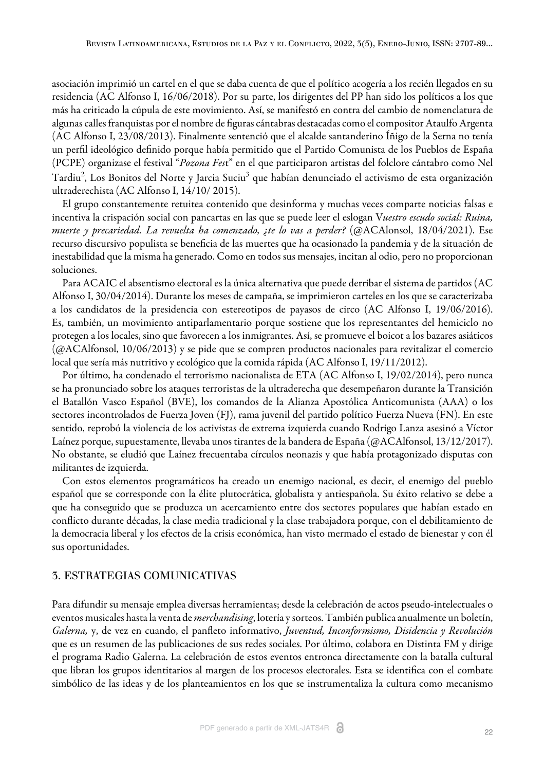asociación imprimió un cartel en el que se daba cuenta de que el político acogería a los recién llegados en su residencia (AC Alfonso I, 16/06/2018). Por su parte, los dirigentes del PP han sido los políticos a los que más ha criticado la cúpula de este movimiento. Así, se manifestó en contra del cambio de nomenclatura de algunas calles franquistas por el nombre de figuras cántabras destacadas como el compositor Ataulfo Argenta (AC Alfonso I, 23/08/2013). Finalmente sentenció que el alcalde santanderino Íñigo de la Serna no tenía un perfil ideológico definido porque había permitido que el Partido Comunista de los Pueblos de España (PCPE) organizase el festival "*Pozona Fest*" en el que participaron artistas del folclore cántabro como Nel Tardiu[2], Los Bonitos del Norte y Jarcia Suciu[3] que habían denunciado el activismo de esta organización ultraderechista (AC Alfonso I, 14/10/ 2015).

El grupo constantemente retuitea contenido que desinforma y muchas veces comparte noticias falsas e incentiva la crispación social con pancartas en las que se puede leer el eslogan V*uestro escudo social: Ruina, muerte y precariedad. La revuelta ha comenzado, ¿te lo vas a perder?* (@ACAlonsol, 18/04/2021). Ese recurso discursivo populista se beneficia de las muertes que ha ocasionado la pandemia y de la situación de inestabilidad que la misma ha generado. Como en todos sus mensajes, incitan al odio, pero no proporcionan soluciones.

Para ACAIC el absentismo electoral es la única alternativa que puede derribar el sistema de partidos (AC Alfonso I, 30/04/2014). Durante los meses de campaña, se imprimieron carteles en los que se caracterizaba a los candidatos de la presidencia con estereotipos de payasos de circo (AC Alfonso I, 19/06/2016). Es, también, un movimiento antiparlamentario porque sostiene que los representantes del hemiciclo no protegen a los locales, sino que favorecen a los inmigrantes. Así, se promueve el boicot a los bazares asiáticos (@ACAlfonsol, 10/06/2013) y se pide que se compren productos nacionales para revitalizar el comercio local que sería más nutritivo y ecológico que la comida rápida (AC Alfonso I, 19/11/2012).

Por último, ha condenado el terrorismo nacionalista de ETA (AC Alfonso I, 19/02/2014), pero nunca se ha pronunciado sobre los ataques terroristas de la ultraderecha que desempeñaron durante la Transición el Batallón Vasco Español (BVE), los comandos de la Alianza Apostólica Anticomunista (AAA) o los sectores incontrolados de Fuerza Joven (FJ), rama juvenil del partido político Fuerza Nueva (FN). En este sentido, reprobó la violencia de los activistas de extrema izquierda cuando Rodrigo Lanza asesinó a Víctor Laínez porque, supuestamente, llevaba unos tirantes de la bandera de España (@ACAlfonsol, 13/12/2017). No obstante, se eludió que Laínez frecuentaba círculos neonazis y que había protagonizado disputas con militantes de izquierda.

Con estos elementos programáticos ha creado un enemigo nacional, es decir, el enemigo del pueblo español que se corresponde con la élite plutocrática, globalista y antiespañola. Su éxito relativo se debe a que ha conseguido que se produzca un acercamiento entre dos sectores populares que habían estado en conflicto durante décadas, la clase media tradicional y la clase trabajadora porque, con el debilitamiento de la democracia liberal y los efectos de la crisis económica, han visto mermado el estado de bienestar y con él sus oportunidades.

## 3. ESTRATEGIAS COMUNICATIVAS

Para difundir su mensaje emplea diversas herramientas; desde la celebración de actos pseudo-intelectuales o eventos musicales hasta la venta de *merchandising*, lotería y sorteos. También publica anualmente un boletín, *Galerna,* y, de vez en cuando, el panfleto informativo, *Juventud, Inconformismo, Disidencia y Revolución* que es un resumen de las publicaciones de sus redes sociales. Por último, colabora en Distinta FM y dirige el programa Radio Galerna. La celebración de estos eventos entronca directamente con la batalla cultural que libran los grupos identitarios al margen de los procesos electorales. Esta se identifica con el combate simbólico de las ideas y de los planteamientos en los que se instrumentaliza la cultura como mecanismo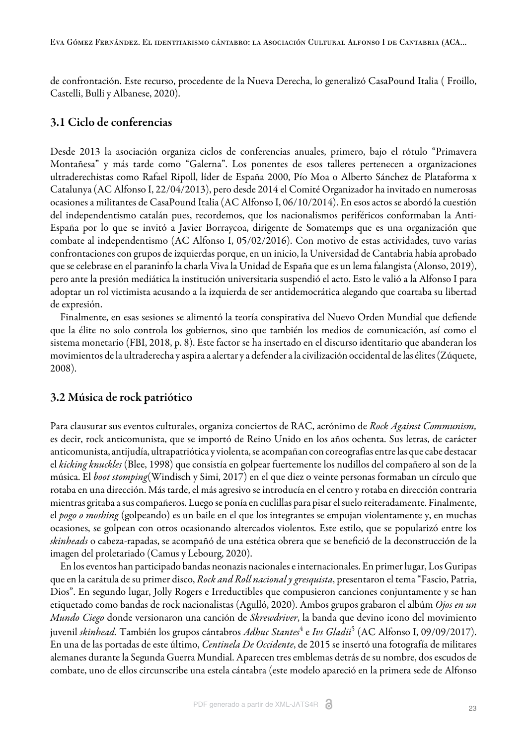de confrontación. Este recurso, procedente de la Nueva Derecha, lo generalizó CasaPound Italia ( Froillo, Castelli, Bulli y Albanese, 2020).

## 3.1 Ciclo de conferencias

Desde 2013 la asociación organiza ciclos de conferencias anuales, primero, bajo el rótulo "Primavera Montañesa" y más tarde como "Galerna". Los ponentes de esos talleres pertenecen a organizaciones ultraderechistas como Rafael Ripoll, líder de España 2000, Pío Moa o Alberto Sánchez de Plataforma x Catalunya (AC Alfonso I, 22/04/2013), pero desde 2014 el Comité Organizador ha invitado en numerosas ocasiones a militantes de CasaPound Italia (AC Alfonso I, 06/10/2014). En esos actos se abordó la cuestión del independentismo catalán pues, recordemos, que los nacionalismos periféricos conformaban la Anti-España por lo que se invitó a Javier Borraycoa, dirigente de Somatemps que es una organización que combate al independentismo (AC Alfonso I, 05/02/2016). Con motivo de estas actividades, tuvo varias confrontaciones con grupos de izquierdas porque, en un inicio, la Universidad de Cantabria había aprobado que se celebrase en el paraninfo la charla Viva la Unidad de España que es un lema falangista (Alonso, 2019), pero ante la presión mediática la institución universitaria suspendió el acto. Esto le valió a la Alfonso I para adoptar un rol victimista acusando a la izquierda de ser antidemocrática alegando que coartaba su libertad de expresión.

Finalmente, en esas sesiones se alimentó la teoría conspirativa del Nuevo Orden Mundial que defiende que la élite no solo controla los gobiernos, sino que también los medios de comunicación, así como el sistema monetario (FBI, 2018, p. 8). Este factor se ha insertado en el discurso identitario que abanderan los movimientos de la ultraderecha y aspira a alertar y a defender a la civilización occidental de las élites (Zúquete, 2008).

## 3.2 Música de rock patriótico

Para clausurar sus eventos culturales, organiza conciertos de RAC, acrónimo de *Rock Against Communism,* es decir, rock anticomunista, que se importó de Reino Unido en los años ochenta. Sus letras, de carácter anticomunista, antijudía, ultrapatriótica y violenta, se acompañan con coreografías entre las que cabe destacar el *kicking knuckles* (Blee, 1998) que consistía en golpear fuertemente los nudillos del compañero al son de la música. El *boot stomping*(Windisch y Simi, 2017) en el que diez o veinte personas formaban un círculo que rotaba en una dirección. Más tarde, el más agresivo se introducía en el centro y rotaba en dirección contraria mientras gritaba a sus compañeros. Luego se ponía en cuclillas para pisar el suelo reiteradamente. Finalmente, el *pogo o moshing* (golpeando) es un baile en el que los integrantes se empujan violentamente y, en muchas ocasiones, se golpean con otros ocasionando altercados violentos. Este estilo, que se popularizó entre los *skinheads* o cabeza-rapadas, se acompañó de una estética obrera que se benefició de la deconstrucción de la imagen del proletariado (Camus y Lebourg, 2020).

En los eventos han participado bandas neonazis nacionales e internacionales. En primer lugar, Los Guripas que en la carátula de su primer disco, *Rock and Roll nacional y gresquista*, presentaron el tema "Fascio, Patria, Dios". En segundo lugar, Jolly Rogers e Irreductibles que compusieron canciones conjuntamente y se han etiquetado como bandas de rock nacionalistas (Agulló, 2020). Ambos grupos grabaron el álbum *Ojos en un Mundo Ciego* donde versionaron una canción de *Skrewdriver*, la banda que devino icono del movimiento juvenil *skinhead.* También los grupos cántabros *Adhuc Stantes*[4] e *Ivs Gladii*[5] (AC Alfonso I, 09/09/2017). En una de las portadas de este último, *Centinela De Occidente*, de 2015 se insertó una fotografía de militares alemanes durante la Segunda Guerra Mundial. Aparecen tres emblemas detrás de su nombre, dos escudos de combate, uno de ellos circunscribe una estela cántabra (este modelo apareció en la primera sede de Alfonso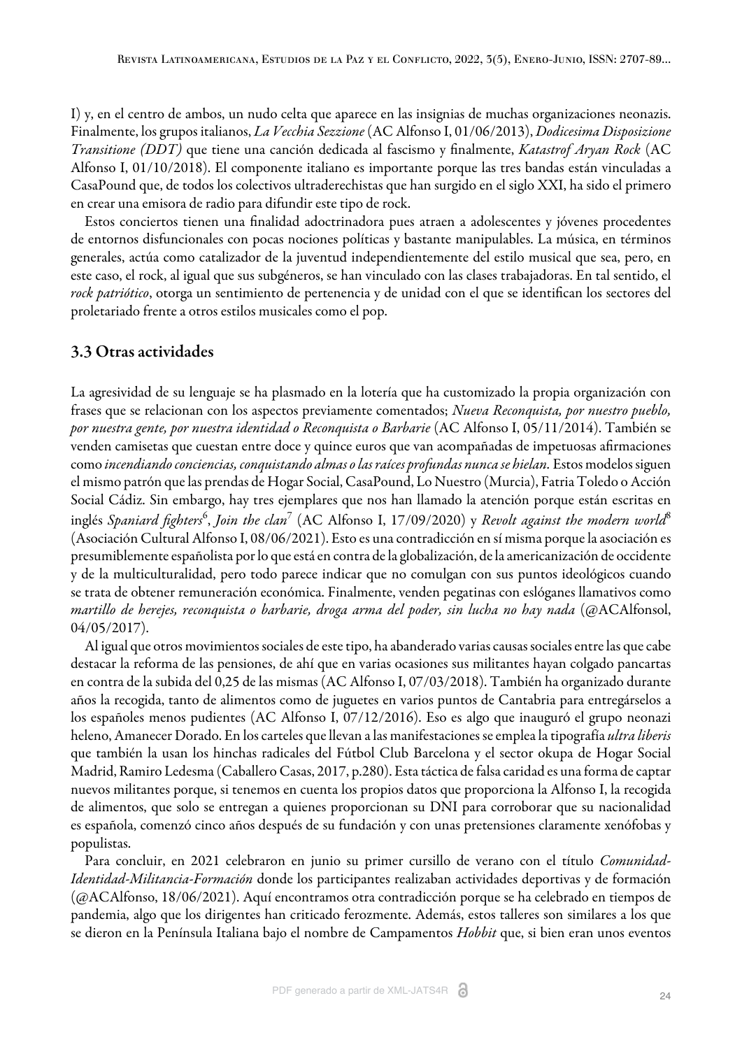I) y, en el centro de ambos, un nudo celta que aparece en las insignias de muchas organizaciones neonazis. Finalmente, los grupos italianos, *La Vecchia Sezzione* (AC Alfonso I, 01/06/2013), *Dodicesima Disposizione Transitione (DDT)* que tiene una canción dedicada al fascismo y finalmente, *Katastrof Aryan Rock* (AC Alfonso I, 01/10/2018). El componente italiano es importante porque las tres bandas están vinculadas a CasaPound que, de todos los colectivos ultraderechistas que han surgido en el siglo XXI, ha sido el primero en crear una emisora de radio para difundir este tipo de rock.

Estos conciertos tienen una finalidad adoctrinadora pues atraen a adolescentes y jóvenes procedentes de entornos disfuncionales con pocas nociones políticas y bastante manipulables. La música, en términos generales, actúa como catalizador de la juventud independientemente del estilo musical que sea, pero, en este caso, el rock, al igual que sus subgéneros, se han vinculado con las clases trabajadoras. En tal sentido, el *rock patriótico*, otorga un sentimiento de pertenencia y de unidad con el que se identifican los sectores del proletariado frente a otros estilos musicales como el pop.

## 3.3 Otras actividades

La agresividad de su lenguaje se ha plasmado en la lotería que ha customizado la propia organización con frases que se relacionan con los aspectos previamente comentados; *Nueva Reconquista, por nuestro pueblo, por nuestra gente, por nuestra identidad o Reconquista o Barbarie* (AC Alfonso I, 05/11/2014). También se venden camisetas que cuestan entre doce y quince euros que van acompañadas de impetuosas afirmaciones como *incendiando conciencias, conquistando almas o las raíces profundas nunca se hielan*. Estos modelos siguen el mismo patrón que las prendas de Hogar Social, CasaPound, Lo Nuestro (Murcia), Fatria Toledo o Acción Social Cádiz. Sin embargo, hay tres ejemplares que nos han llamado la atención porque están escritas en inglés *Spaniard fighters*[6], *Join the clan*[7] (AC Alfonso I, 17/09/2020) y *Revolt against the modern world*[8] (Asociación Cultural Alfonso I, 08/06/2021). Esto es una contradicción en sí misma porque la asociación es presumiblemente españolista por lo que está en contra de la globalización, de la americanización de occidente y de la multiculturalidad, pero todo parece indicar que no comulgan con sus puntos ideológicos cuando se trata de obtener remuneración económica. Finalmente, venden pegatinas con eslóganes llamativos como *martillo de herejes, reconquista o barbarie, droga arma del poder, sin lucha no hay nada* (@ACAlfonsol, 04/05/2017).

Al igual que otros movimientos sociales de este tipo, ha abanderado varias causas sociales entre las que cabe destacar la reforma de las pensiones, de ahí que en varias ocasiones sus militantes hayan colgado pancartas en contra de la subida del 0,25 de las mismas (AC Alfonso I, 07/03/2018). También ha organizado durante años la recogida, tanto de alimentos como de juguetes en varios puntos de Cantabria para entregárselos a los españoles menos pudientes (AC Alfonso I, 07/12/2016). Eso es algo que inauguró el grupo neonazi heleno, Amanecer Dorado. En los carteles que llevan a las manifestaciones se emplea la tipografía *ultra liberis* que también la usan los hinchas radicales del Fútbol Club Barcelona y el sector okupa de Hogar Social Madrid, Ramiro Ledesma (Caballero Casas, 2017, p.280). Esta táctica de falsa caridad es una forma de captar nuevos militantes porque, si tenemos en cuenta los propios datos que proporciona la Alfonso I, la recogida de alimentos, que solo se entregan a quienes proporcionan su DNI para corroborar que su nacionalidad es española, comenzó cinco años después de su fundación y con unas pretensiones claramente xenófobas y populistas.

Para concluir, en 2021 celebraron en junio su primer cursillo de verano con el título *Comunidad-Identidad-Militancia-Formación* donde los participantes realizaban actividades deportivas y de formación (@ACAlfonso, 18/06/2021). Aquí encontramos otra contradicción porque se ha celebrado en tiempos de pandemia, algo que los dirigentes han criticado ferozmente. Además, estos talleres son similares a los que se dieron en la Península Italiana bajo el nombre de Campamentos *Hobbit* que, si bien eran unos eventos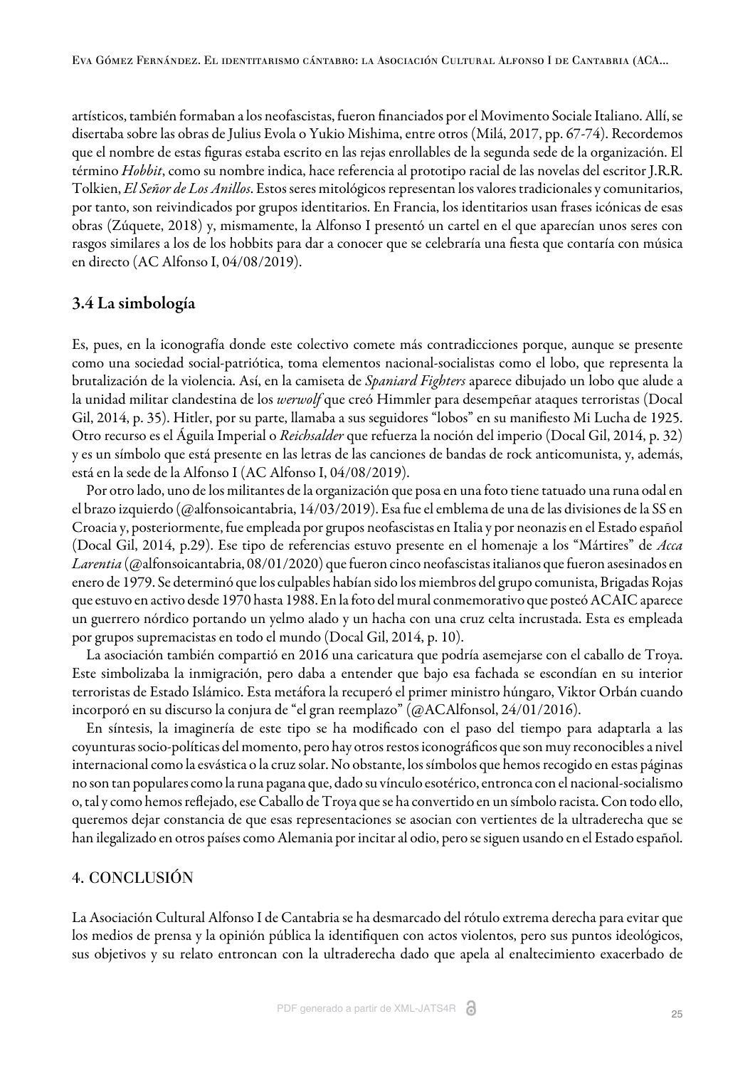artísticos, también formaban a los neofascistas, fueron financiados por el Movimento Sociale Italiano. Allí, se disertaba sobre las obras de Julius Evola o Yukio Mishima, entre otros (Milá, 2017, pp. 67-74). Recordemos que el nombre de estas figuras estaba escrito en las rejas enrollables de la segunda sede de la organización. El término *Hobbit*, como su nombre indica, hace referencia al prototipo racial de las novelas del escritor J.R.R. Tolkien, *El Señor de Los Anillos*. Estos seres mitológicos representan los valores tradicionales y comunitarios, por tanto, son reivindicados por grupos identitarios. En Francia, los identitarios usan frases icónicas de esas obras (Zúquete, 2018) y, mismamente, la Alfonso I presentó un cartel en el que aparecían unos seres con rasgos similares a los de los hobbits para dar a conocer que se celebraría una fiesta que contaría con música en directo (AC Alfonso I, 04/08/2019).

### 3.4 La simbología

Es, pues, en la iconografía donde este colectivo comete más contradicciones porque, aunque se presente como una sociedad social-patriótica, toma elementos nacional-socialistas como el lobo, que representa la brutalización de la violencia. Así, en la camiseta de *Spaniard Fighters* aparece dibujado un lobo que alude a la unidad militar clandestina de los *werwolf* que creó Himmler para desempeñar ataques terroristas (Docal Gil, 2014, p. 35). Hitler, por su parte, llamaba a sus seguidores "lobos" en su manifiesto Mi Lucha de 1925. Otro recurso es el Águila Imperial o *Reichsalder* que refuerza la noción del imperio (Docal Gil, 2014, p. 32) y es un símbolo que está presente en las letras de las canciones de bandas de rock anticomunista, y, además, está en la sede de la Alfonso I (AC Alfonso I, 04/08/2019).

Por otro lado, uno de los militantes de la organización que posa en una foto tiene tatuado una runa odal en el brazo izquierdo (@alfonsoicantabria, 14/03/2019). Esa fue el emblema de una de las divisiones de la SS en Croacia y, posteriormente, fue empleada por grupos neofascistas en Italia y por neonazis en el Estado español (Docal Gil, 2014, p.29). Ese tipo de referencias estuvo presente en el homenaje a los "Mártires" de *Acca Larentia* (@alfonsoicantabria, 08/01/2020) que fueron cinco neofascistas italianos que fueron asesinados en enero de 1979. Se determinó que los culpables habían sido los miembros del grupo comunista, Brigadas Rojas que estuvo en activo desde 1970 hasta 1988. En la foto del mural conmemorativo que posteó ACAIC aparece un guerrero nórdico portando un yelmo alado y un hacha con una cruz celta incrustada. Esta es empleada por grupos supremacistas en todo el mundo (Docal Gil, 2014, p. 10).

La asociación también compartió en 2016 una caricatura que podría asemejarse con el caballo de Troya. Este simbolizaba la inmigración, pero daba a entender que bajo esa fachada se escondían en su interior terroristas de Estado Islámico. Esta metáfora la recuperó el primer ministro húngaro, Viktor Orbán cuando incorporó en su discurso la conjura de "el gran reemplazo" (@ACAlfonsol, 24/01/2016).

En síntesis, la imaginería de este tipo se ha modificado con el paso del tiempo para adaptarla a las coyunturas socio-políticas del momento, pero hay otros restos iconográficos que son muy reconocibles a nivel internacional como la esvástica o la cruz solar. No obstante, los símbolos que hemos recogido en estas páginas no son tan populares como la runa pagana que, dado su vínculo esotérico, entronca con el nacional-socialismo o, tal y como hemos reflejado, ese Caballo de Troya que se ha convertido en un símbolo racista. Con todo ello, queremos dejar constancia de que esas representaciones se asocian con vertientes de la ultraderecha que se han ilegalizado en otros países como Alemania por incitar al odio, pero se siguen usando en el Estado español.

## 4. CONCLUSIÓN

La Asociación Cultural Alfonso I de Cantabria se ha desmarcado del rótulo extrema derecha para evitar que los medios de prensa y la opinión pública la identifiquen con actos violentos, pero sus puntos ideológicos, sus objetivos y su relato entroncan con la ultraderecha dado que apela al enaltecimiento exacerbado de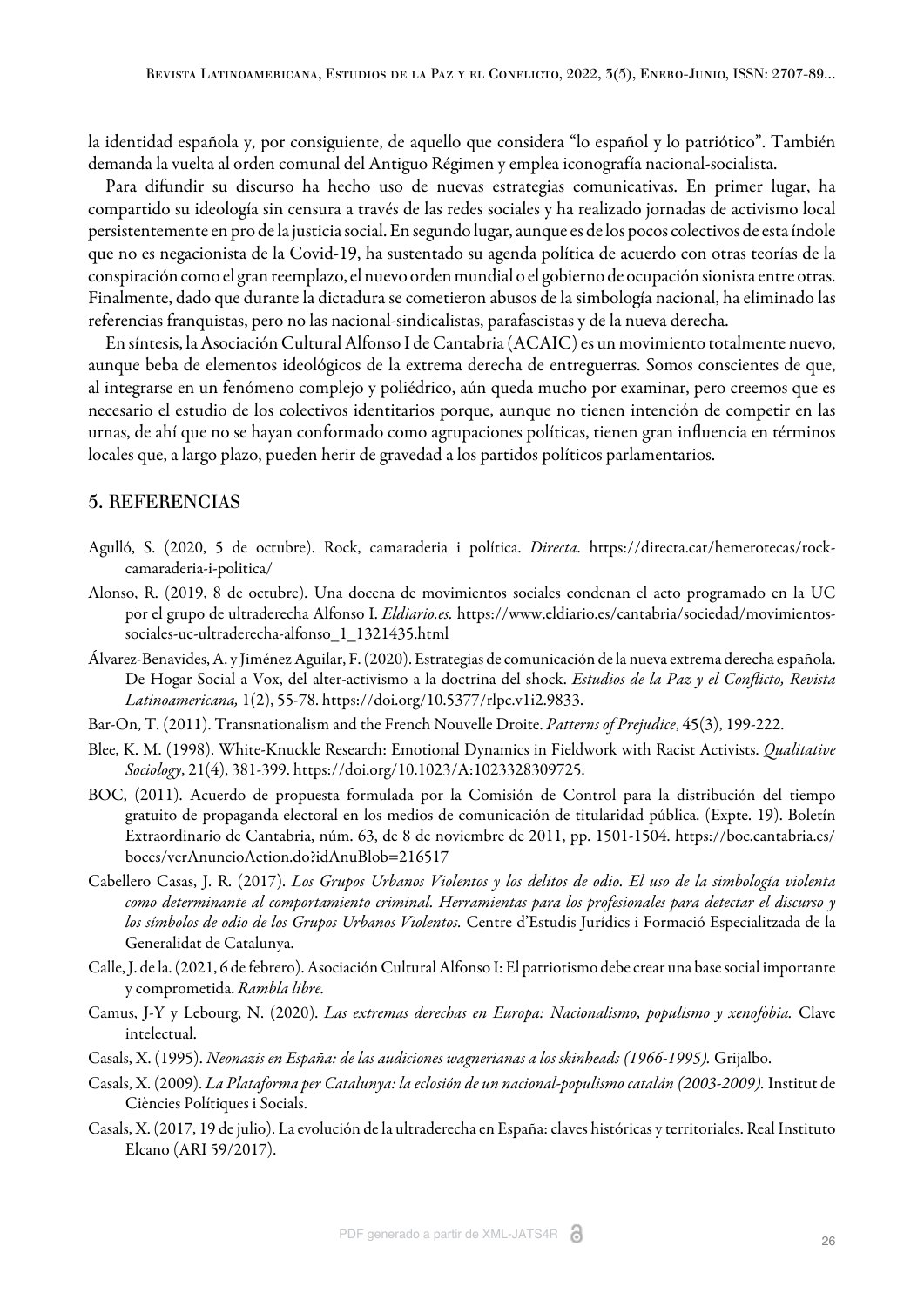la identidad española y, por consiguiente, de aquello que considera "lo español y lo patriótico". También demanda la vuelta al orden comunal del Antiguo Régimen y emplea iconografía nacional-socialista.

Para difundir su discurso ha hecho uso de nuevas estrategias comunicativas. En primer lugar, ha compartido su ideología sin censura a través de las redes sociales y ha realizado jornadas de activismo local persistentemente en pro de la justicia social. En segundo lugar, aunque es de los pocos colectivos de esta índole que no es negacionista de la Covid-19, ha sustentado su agenda política de acuerdo con otras teorías de la conspiración como el gran reemplazo, el nuevo orden mundial o el gobierno de ocupación sionista entre otras. Finalmente, dado que durante la dictadura se cometieron abusos de la simbología nacional, ha eliminado las referencias franquistas, pero no las nacional-sindicalistas, parafascistas y de la nueva derecha.

En síntesis, la Asociación Cultural Alfonso I de Cantabria (ACAIC) es un movimiento totalmente nuevo, aunque beba de elementos ideológicos de la extrema derecha de entreguerras. Somos conscientes de que, al integrarse en un fenómeno complejo y poliédrico, aún queda mucho por examinar, pero creemos que es necesario el estudio de los colectivos identitarios porque, aunque no tienen intención de competir en las urnas, de ahí que no se hayan conformado como agrupaciones políticas, tienen gran influencia en términos locales que, a largo plazo, pueden herir de gravedad a los partidos políticos parlamentarios.

## 5. REFERENCIAS

Agulló, S. (2020, 5 de octubre). Rock, camaraderia i política. *Directa*. https://directa.cat/hemerotecas/rock-camaraderia-i-politica/

Alonso, R. (2019, 8 de octubre). Una docena de movimientos sociales condenan el acto programado en la UC por el grupo de ultraderecha Alfonso I. *Eldiario.es*. https://www.eldiario.es/cantabria/sociedad/movimientos-sociales-uc-ultraderecha-alfonso_1_1321435.html

Álvarez-Benavides, A. y Jiménez Aguilar, F. (2020). Estrategias de comunicación de la nueva extrema derecha española. De Hogar Social a Vox, del alter-activismo a la doctrina del shock. *Estudios de la Paz y el Conflicto, Revista Latinoamericana,* 1(2), 55-78. https://doi.org/10.5377/rlpc.v1i2.9833.

Bar-On, T. (2011). Transnationalism and the French Nouvelle Droite. *Patterns of Prejudice*, 45(3), 199-222.

Blee, K. M. (1998). White-Knuckle Research: Emotional Dynamics in Fieldwork with Racist Activists. *Qualitative Sociology*, 21(4), 381-399. https://doi.org/10.1023/A:1023328309725.

BOC, (2011). Acuerdo de propuesta formulada por la Comisión de Control para la distribución del tiempo gratuito de propaganda electoral en los medios de comunicación de titularidad pública. (Expte. 19). Boletín Extraordinario de Cantabria, núm. 63, de 8 de noviembre de 2011, pp. 1501-1504. https://boc.cantabria.es/boces/verAnuncioAction.do?idAnuBlob=216517

Cabellero Casas, J. R. (2017). *Los Grupos Urbanos Violentos y los delitos de odio. El uso de la simbología violenta como determinante al comportamiento criminal. Herramientas para los profesionales para detectar el discurso y los símbolos de odio de los Grupos Urbanos Violentos.* Centre d'Estudis Jurídics i Formació Especialitzada de la Generalidat de Catalunya.

Calle, J. de la. (2021, 6 de febrero). Asociación Cultural Alfonso I: El patriotismo debe crear una base social importante y comprometida. *Rambla libre*.

Camus, J-Y y Lebourg, N. (2020). *Las extremas derechas en Europa: Nacionalismo, populismo y xenofobia.* Clave intelectual.

Casals, X. (1995). *Neonazis en España: de las audiciones wagnerianas a los skinheads (1966-1995).* Grijalbo.

Casals, X. (2009). *La Plataforma per Catalunya: la eclosión de un nacional-populismo catalán (2003-2009).* Institut de Ciències Polítiques i Socials.

Casals, X. (2017, 19 de julio). La evolución de la ultraderecha en España: claves históricas y territoriales. Real Instituto Elcano (ARI 59/2017).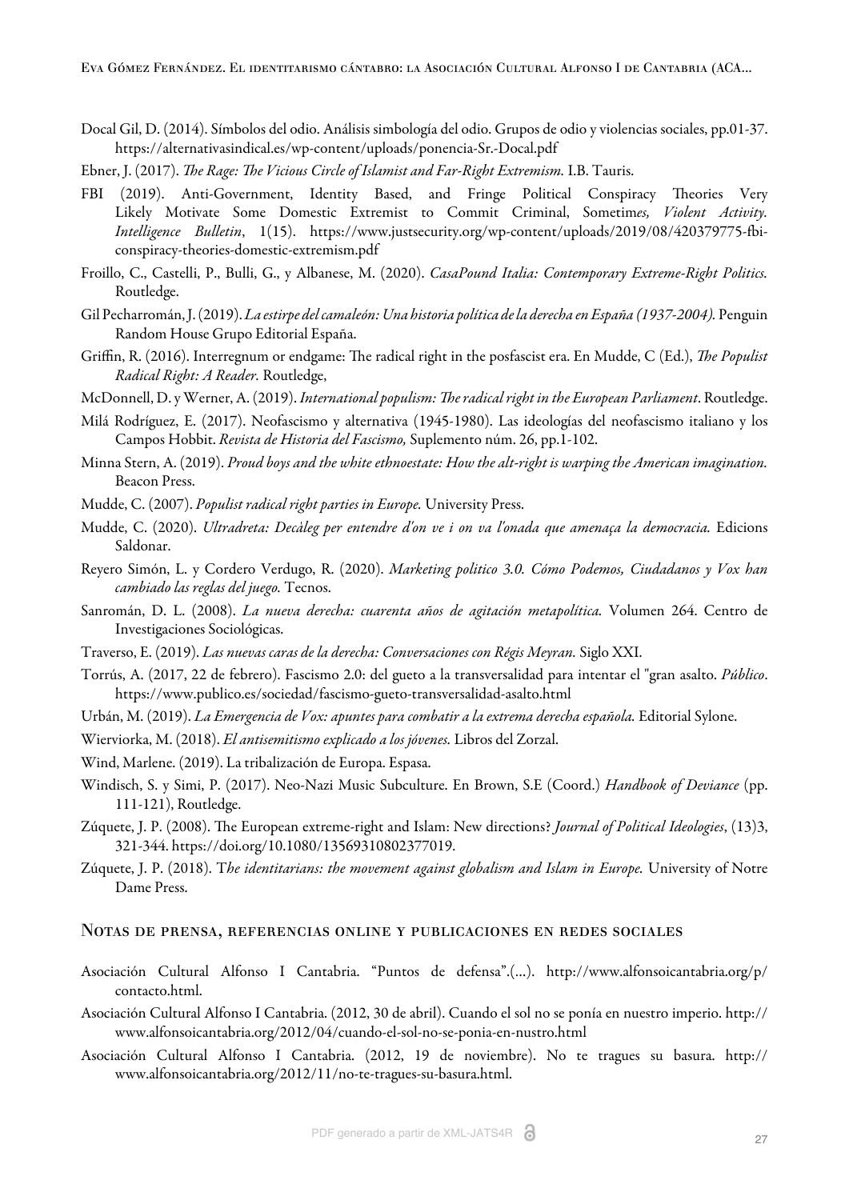Docal Gil, D. (2014). Símbolos del odio. Análisis simbología del odio. Grupos de odio y violencias sociales, pp.01-37. https://alternativasindical.es/wp-content/uploads/ponencia-Sr.-Docal.pdf

Ebner, J. (2017). *The Rage: The Vicious Circle of Islamist and Far-Right Extremism.* I.B. Tauris.

FBI (2019). Anti-Government, Identity Based, and Fringe Political Conspiracy Theories Very Likely Motivate Some Domestic Extremist to Commit Criminal, Sometim*es, Violent Activity. Intelligence Bulletin*, 1(15). https://www.justsecurity.org/wp-content/uploads/2019/08/420379775-fbi-conspiracy-theories-domestic-extremism.pdf

Froillo, C., Castelli, P., Bulli, G., y Albanese, M. (2020). *CasaPound Italia: Contemporary Extreme-Right Politics.* Routledge.

Gil Pecharromán, J. (2019). *La estirpe del camaleón: Una historia política de la derecha en España (1937-2004).* Penguin Random House Grupo Editorial España.

Griffin, R. (2016). Interregnum or endgame: The radical right in the posfascist era. En Mudde, C (Ed.), *The Populist Radical Right: A Reader.* Routledge,

McDonnell, D. y Werner, A. (2019). *International populism: The radical right in the European Parliament*. Routledge.

Milá Rodríguez, E. (2017). Neofascismo y alternativa (1945-1980). Las ideologías del neofascismo italiano y los Campos Hobbit. *Revista de Historia del Fascismo,* Suplemento núm. 26, pp.1-102.

Minna Stern, A. (2019). *Proud boys and the white ethnoestate: How the alt-right is warping the American imagination.* Beacon Press.

Mudde, C. (2007). *Populist radical right parties in Europe.* University Press.

Mudde, C. (2020). *Ultradreta: Decàleg per entendre d'on ve i on va l'onada que amenaça la democracia.* Edicions Saldonar.

Reyero Simón, L. y Cordero Verdugo, R. (2020). *Marketing politico 3.0. Cómo Podemos, Ciudadanos y Vox han cambiado las reglas del juego.* Tecnos.

Sanromán, D. L. (2008). *La nueva derecha: cuarenta años de agitación metapolítica.* Volumen 264. Centro de Investigaciones Sociológicas.

Traverso, E. (2019). *Las nuevas caras de la derecha: Conversaciones con Régis Meyran.* Siglo XXI.

Torrús, A. (2017, 22 de febrero). Fascismo 2.0: del gueto a la transversalidad para intentar el "gran asalto. *Público*. https://www.publico.es/sociedad/fascismo-gueto-transversalidad-asalto.html

Urbán, M. (2019). *La Emergencia de Vox: apuntes para combatir a la extrema derecha española.* Editorial Sylone.

Wierviorka, M. (2018). *El antisemitismo explicado a los jóvenes.* Libros del Zorzal.

Wind, Marlene. (2019). La tribalización de Europa. Espasa.

Windisch, S. y Simi, P. (2017). Neo-Nazi Music Subculture. En Brown, S.E (Coord.) *Handbook of Deviance* (pp. 111-121), Routledge.

Zúquete, J. P. (2008). The European extreme-right and Islam: New directions? *Journal of Political Ideologies*, (13)3, 321-344. https://doi.org/10.1080/13569310802377019.

Zúquete, J. P. (2018). T*he identitarians: the movement against globalism and Islam in Europe.* University of Notre Dame Press.

## Notas de prensa, referencias online y publicaciones en redes sociales

Asociación Cultural Alfonso I Cantabria. "Puntos de defensa".(...). http://www.alfonsoicantabria.org/p/contacto.html.

Asociación Cultural Alfonso I Cantabria. (2012, 30 de abril). Cuando el sol no se ponía en nuestro imperio. http://www.alfonsoicantabria.org/2012/04/cuando-el-sol-no-se-ponia-en-nustro.html

Asociación Cultural Alfonso I Cantabria. (2012, 19 de noviembre). No te tragues su basura. http://www.alfonsoicantabria.org/2012/11/no-te-tragues-su-basura.html.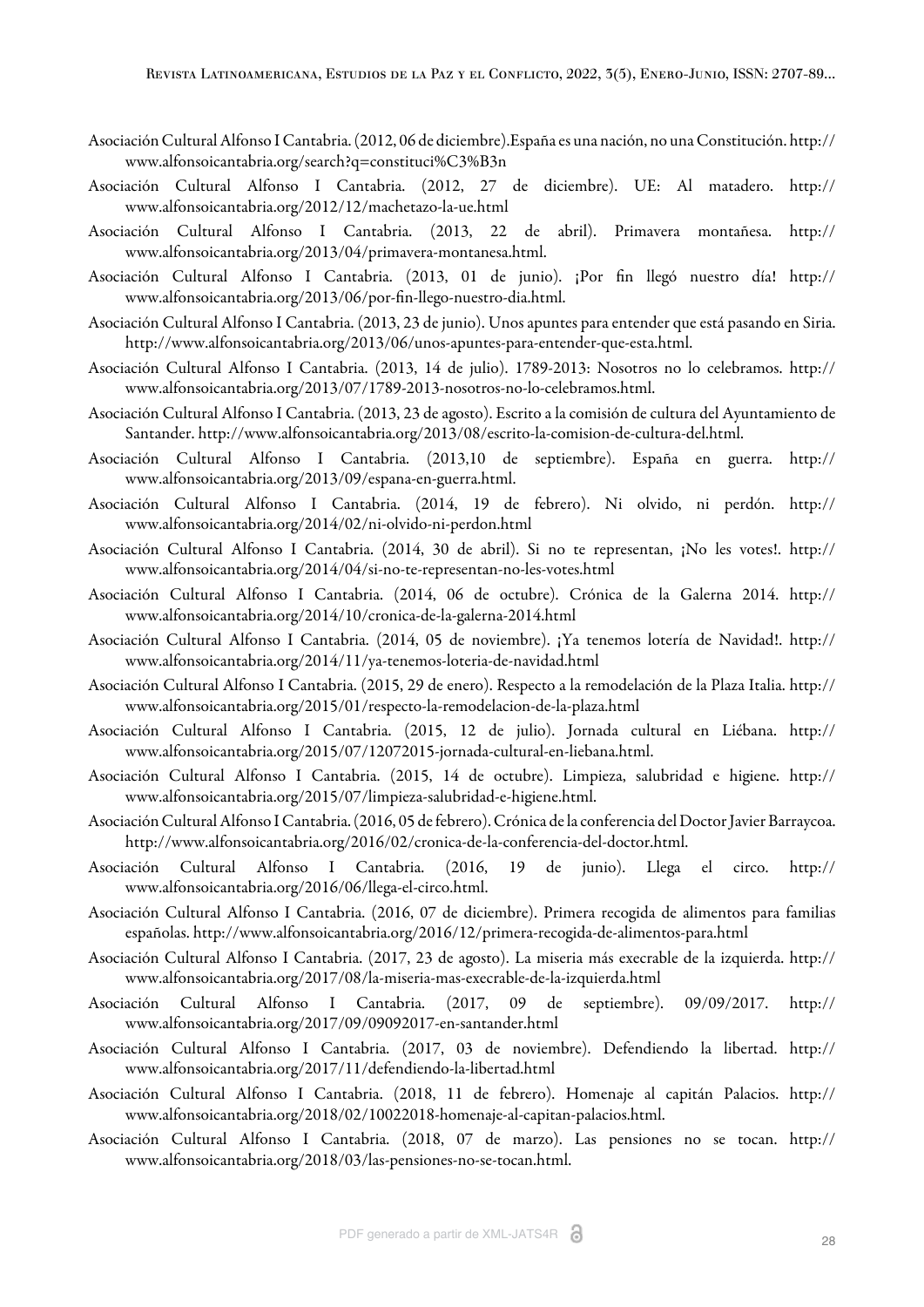Asociación Cultural Alfonso I Cantabria. (2012, 06 de diciembre).España es una nación, no una Constitución. http://www.alfonsoicantabria.org/search?q=constituci%C3%B3n

Asociación Cultural Alfonso I Cantabria. (2012, 27 de diciembre). UE: Al matadero. http://www.alfonsoicantabria.org/2012/12/machetazo-la-ue.html

Asociación Cultural Alfonso I Cantabria. (2013, 22 de abril). Primavera montañesa. http://www.alfonsoicantabria.org/2013/04/primavera-montanesa.html.

Asociación Cultural Alfonso I Cantabria. (2013, 01 de junio). ¡Por fin llegó nuestro día! http://www.alfonsoicantabria.org/2013/06/por-fin-llego-nuestro-dia.html.

Asociación Cultural Alfonso I Cantabria. (2013, 23 de junio). Unos apuntes para entender que está pasando en Siria. http://www.alfonsoicantabria.org/2013/06/unos-apuntes-para-entender-que-esta.html.

Asociación Cultural Alfonso I Cantabria. (2013, 14 de julio). 1789-2013: Nosotros no lo celebramos. http://www.alfonsoicantabria.org/2013/07/1789-2013-nosotros-no-lo-celebramos.html.

Asociación Cultural Alfonso I Cantabria. (2013, 23 de agosto). Escrito a la comisión de cultura del Ayuntamiento de Santander. http://www.alfonsoicantabria.org/2013/08/escrito-la-comision-de-cultura-del.html.

Asociación Cultural Alfonso I Cantabria. (2013,10 de septiembre). España en guerra. http://www.alfonsoicantabria.org/2013/09/espana-en-guerra.html.

Asociación Cultural Alfonso I Cantabria. (2014, 19 de febrero). Ni olvido, ni perdón. http://www.alfonsoicantabria.org/2014/02/ni-olvido-ni-perdon.html

Asociación Cultural Alfonso I Cantabria. (2014, 30 de abril). Si no te representan, ¡No les votes!. http://www.alfonsoicantabria.org/2014/04/si-no-te-representan-no-les-votes.html

Asociación Cultural Alfonso I Cantabria. (2014, 06 de octubre). Crónica de la Galerna 2014. http://www.alfonsoicantabria.org/2014/10/cronica-de-la-galerna-2014.html

Asociación Cultural Alfonso I Cantabria. (2014, 05 de noviembre). ¡Ya tenemos lotería de Navidad!. http://www.alfonsoicantabria.org/2014/11/ya-tenemos-loteria-de-navidad.html

Asociación Cultural Alfonso I Cantabria. (2015, 29 de enero). Respecto a la remodelación de la Plaza Italia. http://www.alfonsoicantabria.org/2015/01/respecto-la-remodelacion-de-la-plaza.html

Asociación Cultural Alfonso I Cantabria. (2015, 12 de julio). Jornada cultural en Liébana. http://www.alfonsoicantabria.org/2015/07/12072015-jornada-cultural-en-liebana.html.

Asociación Cultural Alfonso I Cantabria. (2015, 14 de octubre). Limpieza, salubridad e higiene. http://www.alfonsoicantabria.org/2015/07/limpieza-salubridad-e-higiene.html.

Asociación Cultural Alfonso I Cantabria. (2016, 05 de febrero). Crónica de la conferencia del Doctor Javier Barraycoa. http://www.alfonsoicantabria.org/2016/02/cronica-de-la-conferencia-del-doctor.html.

Asociación Cultural Alfonso I Cantabria. (2016, 19 de junio). Llega el circo. http://www.alfonsoicantabria.org/2016/06/llega-el-circo.html.

Asociación Cultural Alfonso I Cantabria. (2016, 07 de diciembre). Primera recogida de alimentos para familias españolas. http://www.alfonsoicantabria.org/2016/12/primera-recogida-de-alimentos-para.html

Asociación Cultural Alfonso I Cantabria. (2017, 23 de agosto). La miseria más execrable de la izquierda. http://www.alfonsoicantabria.org/2017/08/la-miseria-mas-execrable-de-la-izquierda.html

Asociación Cultural Alfonso I Cantabria. (2017, 09 de septiembre). 09/09/2017. http://www.alfonsoicantabria.org/2017/09/09092017-en-santander.html

Asociación Cultural Alfonso I Cantabria. (2017, 03 de noviembre). Defendiendo la libertad. http://www.alfonsoicantabria.org/2017/11/defendiendo-la-libertad.html

Asociación Cultural Alfonso I Cantabria. (2018, 11 de febrero). Homenaje al capitán Palacios. http://www.alfonsoicantabria.org/2018/02/10022018-homenaje-al-capitan-palacios.html.

Asociación Cultural Alfonso I Cantabria. (2018, 07 de marzo). Las pensiones no se tocan. http://www.alfonsoicantabria.org/2018/03/las-pensiones-no-se-tocan.html.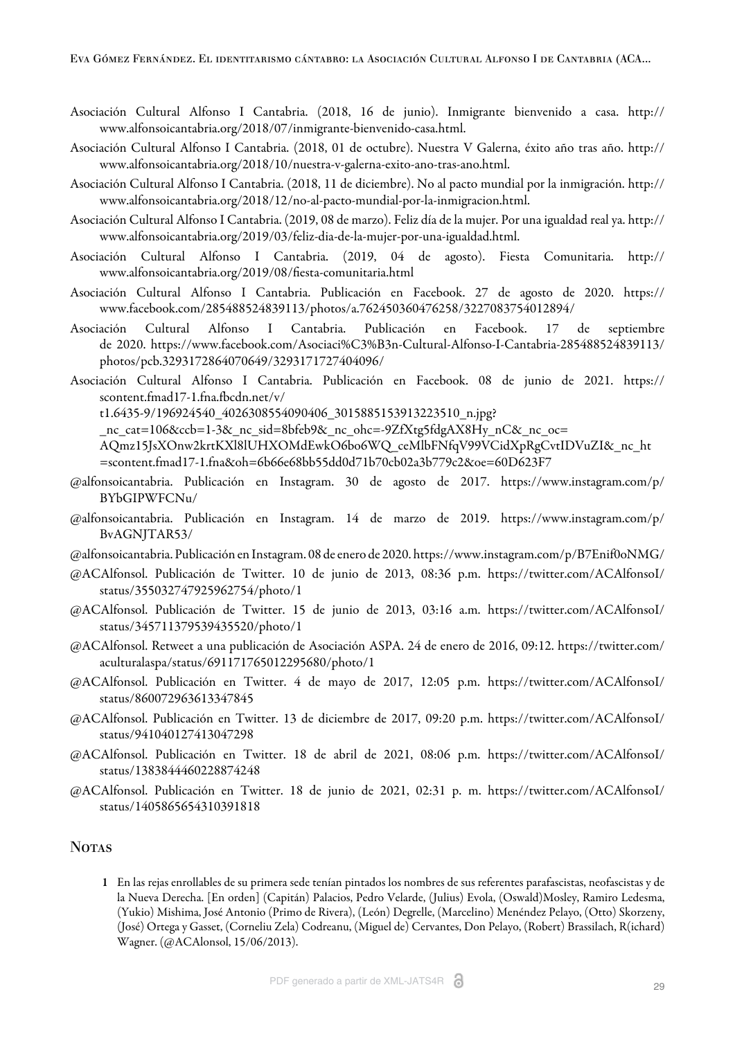Asociación Cultural Alfonso I Cantabria. (2018, 16 de junio). Inmigrante bienvenido a casa. http://www.alfonsoicantabria.org/2018/07/inmigrante-bienvenido-casa.html.

Asociación Cultural Alfonso I Cantabria. (2018, 01 de octubre). Nuestra V Galerna, éxito año tras año. http://www.alfonsoicantabria.org/2018/10/nuestra-v-galerna-exito-ano-tras-ano.html.

Asociación Cultural Alfonso I Cantabria. (2018, 11 de diciembre). No al pacto mundial por la inmigración. http://www.alfonsoicantabria.org/2018/12/no-al-pacto-mundial-por-la-inmigracion.html.

Asociación Cultural Alfonso I Cantabria. (2019, 08 de marzo). Feliz día de la mujer. Por una igualdad real ya. http://www.alfonsoicantabria.org/2019/03/feliz-dia-de-la-mujer-por-una-igualdad.html.

Asociación Cultural Alfonso I Cantabria. (2019, 04 de agosto). Fiesta Comunitaria. http://www.alfonsoicantabria.org/2019/08/fiesta-comunitaria.html

Asociación Cultural Alfonso I Cantabria. Publicación en Facebook. 27 de agosto de 2020. https://www.facebook.com/285488524839113/photos/a.762450360476258/3227083754012894/

Asociación Cultural Alfonso I Cantabria. Publicación en Facebook. 17 de septiembre de 2020. https://www.facebook.com/Asociaci%C3%B3n-Cultural-Alfonso-I-Cantabria-285488524839113/photos/pcb.3293172864070649/3293171727404096/

Asociación Cultural Alfonso I Cantabria. Publicación en Facebook. 08 de junio de 2021. https://scontent.fmad17-1.fna.fbcdn.net/v/t1.6435-9/196924540_4026308554090406_3015885153913223510_n.jpg?_nc_cat=106&ccb=1-3&_nc_sid=8bfeb9&_nc_ohc=-9ZfXtg5fdgAX8Hy_nC&_nc_oc=AQmz15JsXOnw2krtKXl8lUHXOMdEwkO6bo6WQ_ceMlbFNfqV99VCidXpRgCvtIDVuZI&_nc_ht=scontent.fmad17-1.fna&oh=6b66e68bb55dd0d71b70cb02a3b779c2&oe=60D623F7

@alfonsoicantabria. Publicación en Instagram. 30 de agosto de 2017. https://www.instagram.com/p/BYbGIPWFCNu/

@alfonsoicantabria. Publicación en Instagram. 14 de marzo de 2019. https://www.instagram.com/p/BvAGNJTAR53/

@alfonsoicantabria. Publicación en Instagram. 08 de enero de 2020. https://www.instagram.com/p/B7Enif0oNMG/

@ACAlfonsol. Publicación de Twitter. 10 de junio de 2013, 08:36 p.m. https://twitter.com/ACAlfonsoI/status/355032747925962754/photo/1

@ACAlfonsol. Publicación de Twitter. 15 de junio de 2013, 03:16 a.m. https://twitter.com/ACAlfonsoI/status/345711379539435520/photo/1

@ACAlfonsol. Retweet a una publicación de Asociación ASPA. 24 de enero de 2016, 09:12. https://twitter.com/aculturalaspa/status/691171765012295680/photo/1

@ACAlfonsol. Publicación en Twitter. 4 de mayo de 2017, 12:05 p.m. https://twitter.com/ACAlfonsoI/status/860072963613347845

@ACAlfonsol. Publicación en Twitter. 13 de diciembre de 2017, 09:20 p.m. https://twitter.com/ACAlfonsoI/status/941040127413047298

@ACAlfonsol. Publicación en Twitter. 18 de abril de 2021, 08:06 p.m. https://twitter.com/ACAlfonsoI/status/1383844460228874248

@ACAlfonsol. Publicación en Twitter. 18 de junio de 2021, 02:31 p. m. https://twitter.com/ACAlfonsoI/status/1405865654310391818

## Notas

1 En las rejas enrollables de su primera sede tenían pintados los nombres de sus referentes parafascistas, neofascistas y de la Nueva Derecha. [En orden] (Capitán) Palacios, Pedro Velarde, (Julius) Evola, (Oswald)Mosley, Ramiro Ledesma, (Yukio) Mishima, José Antonio (Primo de Rivera), (León) Degrelle, (Marcelino) Menéndez Pelayo, (Otto) Skorzeny, (José) Ortega y Gasset, (Corneliu Zela) Codreanu, (Miguel de) Cervantes, Don Pelayo, (Robert) Brassilach, R(ichard) Wagner. (@ACAlonsol, 15/06/2013).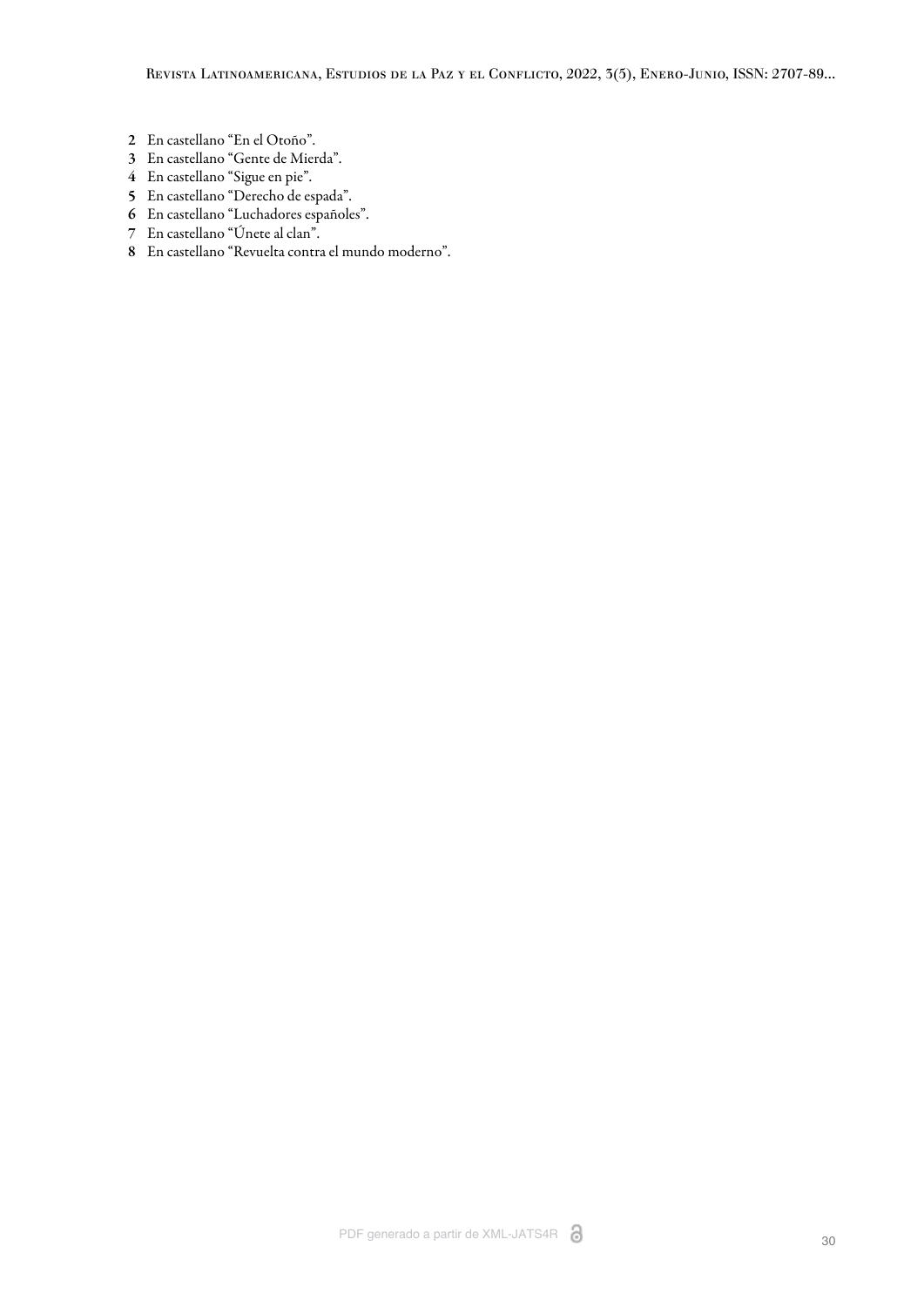2 En castellano “En el Otoño”.
3 En castellano “Gente de Mierda”.
4 En castellano “Sigue en pie”.
5 En castellano “Derecho de espada”.
6 En castellano “Luchadores españoles”.
7 En castellano “Únete al clan”.
8 En castellano “Revuelta contra el mundo moderno”.